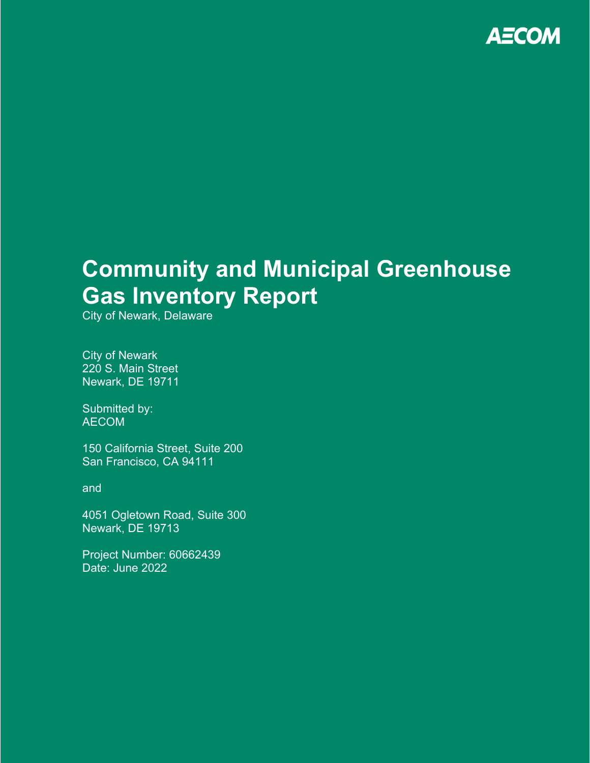AECOM

# Community and Municipal Greenhouse Gas Inventory Report

City of Newark, Delaware

City of Newark
220 S. Main Street
Newark, DE 19711

Submitted by:
AECOM

150 California Street, Suite 200
San Francisco, CA 94111

and

4051 Ogletown Road, Suite 300
Newark, DE 19713

Project Number: 60662439
Date: June 2022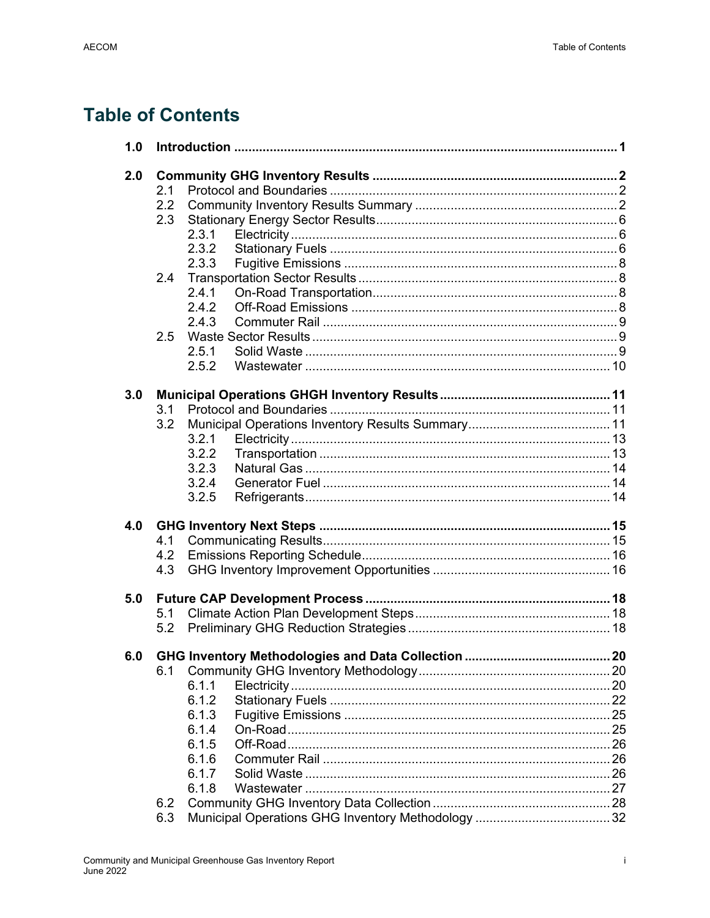# Table of Contents

| | | | | |
|---|---|---|---|---|
| **1.0** | **Introduction** | | | **1** |
| **2.0** | **Community GHG Inventory Results** | | | **2** |
| | 2.1 | Protocol and Boundaries | | 2 |
| | 2.2 | Community Inventory Results Summary | | 2 |
| | 2.3 | Stationary Energy Sector Results | | 6 |
| | | 2.3.1 | Electricity | 6 |
| | | 2.3.2 | Stationary Fuels | 6 |
| | | 2.3.3 | Fugitive Emissions | 8 |
| | 2.4 | Transportation Sector Results | | 8 |
| | | 2.4.1 | On-Road Transportation | 8 |
| | | 2.4.2 | Off-Road Emissions | 8 |
| | | 2.4.3 | Commuter Rail | 9 |
| | 2.5 | Waste Sector Results | | 9 |
| | | 2.5.1 | Solid Waste | 9 |
| | | 2.5.2 | Wastewater | 10 |
| **3.0** | **Municipal Operations GHGH Inventory Results** | | | **11** |
| | 3.1 | Protocol and Boundaries | | 11 |
| | 3.2 | Municipal Operations Inventory Results Summary | | 11 |
| | | 3.2.1 | Electricity | 13 |
| | | 3.2.2 | Transportation | 13 |
| | | 3.2.3 | Natural Gas | 14 |
| | | 3.2.4 | Generator Fuel | 14 |
| | | 3.2.5 | Refrigerants | 14 |
| **4.0** | **GHG Inventory Next Steps** | | | **15** |
| | 4.1 | Communicating Results | | 15 |
| | 4.2 | Emissions Reporting Schedule | | 16 |
| | 4.3 | GHG Inventory Improvement Opportunities | | 16 |
| **5.0** | **Future CAP Development Process** | | | **18** |
| | 5.1 | Climate Action Plan Development Steps | | 18 |
| | 5.2 | Preliminary GHG Reduction Strategies | | 18 |
| **6.0** | **GHG Inventory Methodologies and Data Collection** | | | **20** |
| | 6.1 | Community GHG Inventory Methodology | | 20 |
| | | 6.1.1 | Electricity | 20 |
| | | 6.1.2 | Stationary Fuels | 22 |
| | | 6.1.3 | Fugitive Emissions | 25 |
| | | 6.1.4 | On-Road | 25 |
| | | 6.1.5 | Off-Road | 26 |
| | | 6.1.6 | Commuter Rail | 26 |
| | | 6.1.7 | Solid Waste | 26 |
| | | 6.1.8 | Wastewater | 27 |
| | 6.2 | Community GHG Inventory Data Collection | | 28 |
| | 6.3 | Municipal Operations GHG Inventory Methodology | | 32 |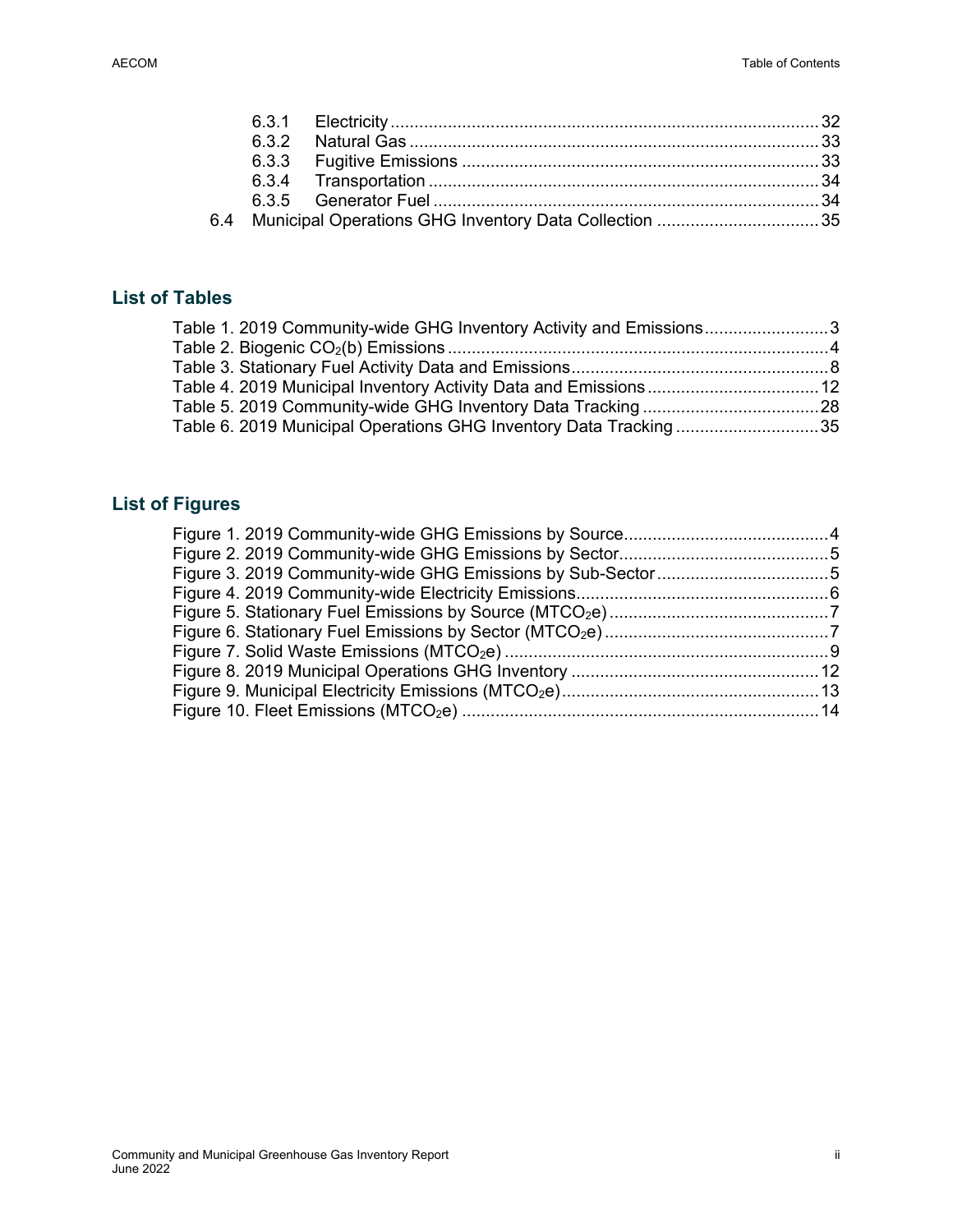6.3.1 Electricity .......... 32
6.3.2 Natural Gas .......... 33
6.3.3 Fugitive Emissions .......... 33
6.3.4 Transportation .......... 34
6.3.5 Generator Fuel .......... 34

6.4 Municipal Operations GHG Inventory Data Collection .......... 35

## List of Tables

Table 1. 2019 Community-wide GHG Inventory Activity and Emissions .......... 3
Table 2. Biogenic $CO_2$(b) Emissions .......... 4
Table 3. Stationary Fuel Activity Data and Emissions .......... 8
Table 4. 2019 Municipal Inventory Activity Data and Emissions .......... 12
Table 5. 2019 Community-wide GHG Inventory Data Tracking .......... 28
Table 6. 2019 Municipal Operations GHG Inventory Data Tracking .......... 35

## List of Figures

Figure 1. 2019 Community-wide GHG Emissions by Source .......... 4
Figure 2. 2019 Community-wide GHG Emissions by Sector .......... 5
Figure 3. 2019 Community-wide GHG Emissions by Sub-Sector .......... 5
Figure 4. 2019 Community-wide Electricity Emissions .......... 6
Figure 5. Stationary Fuel Emissions by Source ($MTCO_2e$) .......... 7
Figure 6. Stationary Fuel Emissions by Sector ($MTCO_2e$) .......... 7
Figure 7. Solid Waste Emissions ($MTCO_2e$) .......... 9
Figure 8. 2019 Municipal Operations GHG Inventory .......... 12
Figure 9. Municipal Electricity Emissions ($MTCO_2e$) .......... 13
Figure 10. Fleet Emissions ($MTCO_2e$) .......... 14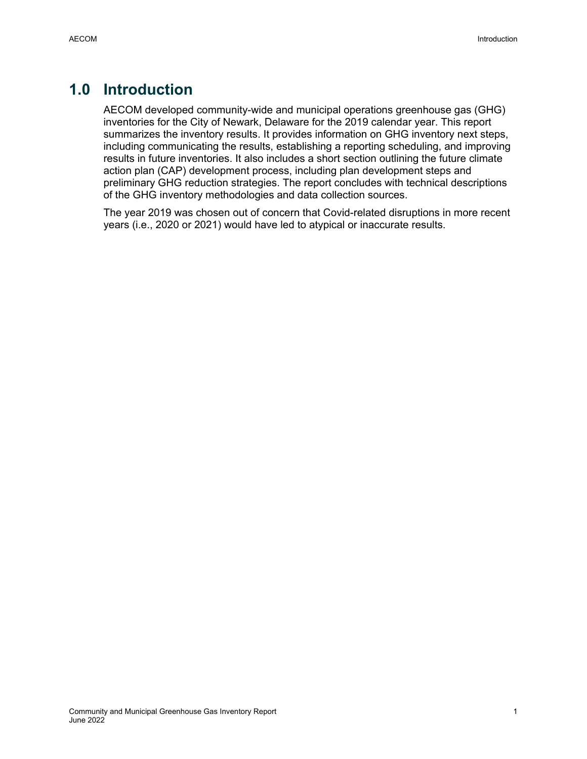# 1.0 Introduction

AECOM developed community-wide and municipal operations greenhouse gas (GHG) inventories for the City of Newark, Delaware for the 2019 calendar year. This report summarizes the inventory results. It provides information on GHG inventory next steps, including communicating the results, establishing a reporting scheduling, and improving results in future inventories. It also includes a short section outlining the future climate action plan (CAP) development process, including plan development steps and preliminary GHG reduction strategies. The report concludes with technical descriptions of the GHG inventory methodologies and data collection sources.

The year 2019 was chosen out of concern that Covid-related disruptions in more recent years (i.e., 2020 or 2021) would have led to atypical or inaccurate results.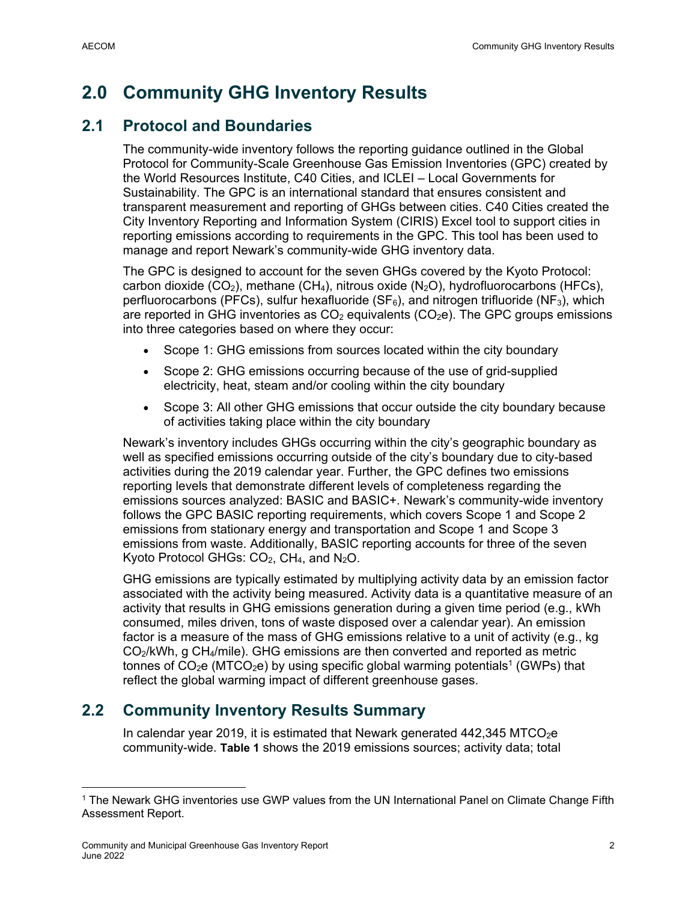# 2.0 Community GHG Inventory Results

## 2.1 Protocol and Boundaries

The community-wide inventory follows the reporting guidance outlined in the Global Protocol for Community-Scale Greenhouse Gas Emission Inventories (GPC) created by the World Resources Institute, C40 Cities, and ICLEI – Local Governments for Sustainability. The GPC is an international standard that ensures consistent and transparent measurement and reporting of GHGs between cities. C40 Cities created the City Inventory Reporting and Information System (CIRIS) Excel tool to support cities in reporting emissions according to requirements in the GPC. This tool has been used to manage and report Newark's community-wide GHG inventory data.

The GPC is designed to account for the seven GHGs covered by the Kyoto Protocol: carbon dioxide ($CO_2$), methane ($CH_4$), nitrous oxide ($N_2O$), hydrofluorocarbons (HFCs), perfluorocarbons (PFCs), sulfur hexafluoride ($SF_6$), and nitrogen trifluoride ($NF_3$), which are reported in GHG inventories as $CO_2$ equivalents ($CO_2e$). The GPC groups emissions into three categories based on where they occur:

- Scope 1: GHG emissions from sources located within the city boundary
- Scope 2: GHG emissions occurring because of the use of grid-supplied electricity, heat, steam and/or cooling within the city boundary
- Scope 3: All other GHG emissions that occur outside the city boundary because of activities taking place within the city boundary

Newark's inventory includes GHGs occurring within the city's geographic boundary as well as specified emissions occurring outside of the city's boundary due to city-based activities during the 2019 calendar year. Further, the GPC defines two emissions reporting levels that demonstrate different levels of completeness regarding the emissions sources analyzed: BASIC and BASIC+. Newark's community-wide inventory follows the GPC BASIC reporting requirements, which covers Scope 1 and Scope 2 emissions from stationary energy and transportation and Scope 1 and Scope 3 emissions from waste. Additionally, BASIC reporting accounts for three of the seven Kyoto Protocol GHGs: $CO_2$, $CH_4$, and $N_2O$.

GHG emissions are typically estimated by multiplying activity data by an emission factor associated with the activity being measured. Activity data is a quantitative measure of an activity that results in GHG emissions generation during a given time period (e.g., kWh consumed, miles driven, tons of waste disposed over a calendar year). An emission factor is a measure of the mass of GHG emissions relative to a unit of activity (e.g., kg $CO_2$/kWh, g $CH_4$/mile). GHG emissions are then converted and reported as metric tonnes of $CO_2e$ ($MTCO_2e$) by using specific global warming potentials[1] (GWPs) that reflect the global warming impact of different greenhouse gases.

## 2.2 Community Inventory Results Summary

In calendar year 2019, it is estimated that Newark generated 442,345 $MTCO_2e$ community-wide. **Table 1** shows the 2019 emissions sources; activity data; total

[1] The Newark GHG inventories use GWP values from the UN International Panel on Climate Change Fifth Assessment Report.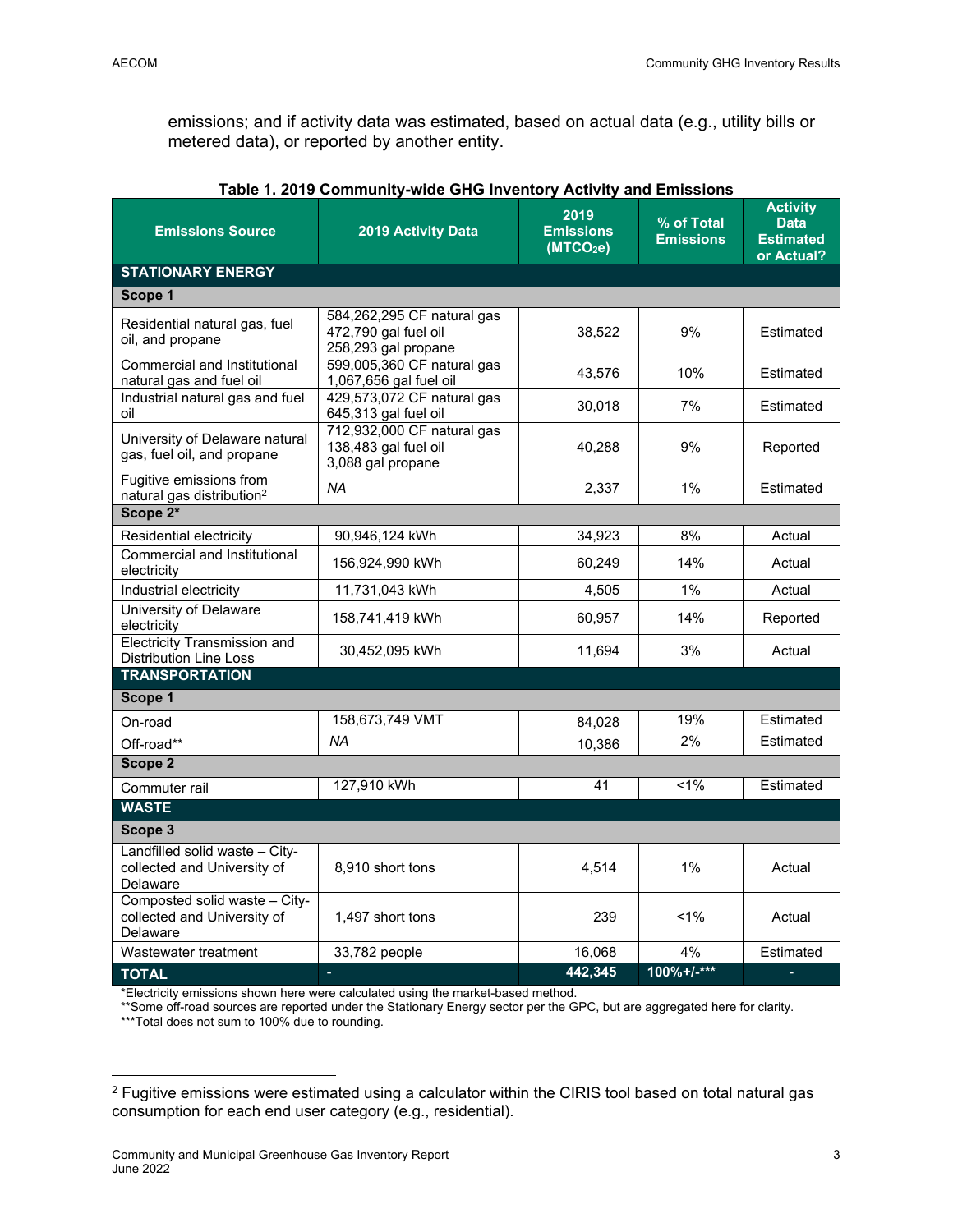emissions; and if activity data was estimated, based on actual data (e.g., utility bills or metered data), or reported by another entity.

**Table 1. 2019 Community-wide GHG Inventory Activity and Emissions**

| Emissions Source | 2019 Activity Data | 2019 Emissions ($MTCO_2e$) | % of Total Emissions | Activity Data Estimated or Actual? |
|---|---|---|---|---|
| **STATIONARY ENERGY** | | | | |
| **Scope 1** | | | | |
| Residential natural gas, fuel oil, and propane | 584,262,295 CF natural gas<br>472,790 gal fuel oil<br>258,293 gal propane | 38,522 | 9% | Estimated |
| Commercial and Institutional natural gas and fuel oil | 599,005,360 CF natural gas<br>1,067,656 gal fuel oil | 43,576 | 10% | Estimated |
| Industrial natural gas and fuel oil | 429,573,072 CF natural gas<br>645,313 gal fuel oil | 30,018 | 7% | Estimated |
| University of Delaware natural gas, fuel oil, and propane | 712,932,000 CF natural gas<br>138,483 gal fuel oil<br>3,088 gal propane | 40,288 | 9% | Reported |
| Fugitive emissions from natural gas distribution[2] | *NA* | 2,337 | 1% | Estimated |
| **Scope 2*** | | | | |
| Residential electricity | 90,946,124 kWh | 34,923 | 8% | Actual |
| Commercial and Institutional electricity | 156,924,990 kWh | 60,249 | 14% | Actual |
| Industrial electricity | 11,731,043 kWh | 4,505 | 1% | Actual |
| University of Delaware electricity | 158,741,419 kWh | 60,957 | 14% | Reported |
| Electricity Transmission and Distribution Line Loss | 30,452,095 kWh | 11,694 | 3% | Actual |
| **TRANSPORTATION** | | | | |
| **Scope 1** | | | | |
| On-road | 158,673,749 VMT | 84,028 | 19% | Estimated |
| Off-road** | *NA* | 10,386 | 2% | Estimated |
| **Scope 2** | | | | |
| Commuter rail | 127,910 kWh | 41 | <1% | Estimated |
| **WASTE** | | | | |
| **Scope 3** | | | | |
| Landfilled solid waste – City-collected and University of Delaware | 8,910 short tons | 4,514 | 1% | Actual |
| Composted solid waste – City-collected and University of Delaware | 1,497 short tons | 239 | <1% | Actual |
| Wastewater treatment | 33,782 people | 16,068 | 4% | Estimated |
| **TOTAL** | - | **442,345** | **100%+/-*** ** | - |

*Electricity emissions shown here were calculated using the market-based method.
**Some off-road sources are reported under the Stationary Energy sector per the GPC, but are aggregated here for clarity.
***Total does not sum to 100% due to rounding.

[2] Fugitive emissions were estimated using a calculator within the CIRIS tool based on total natural gas consumption for each end user category (e.g., residential).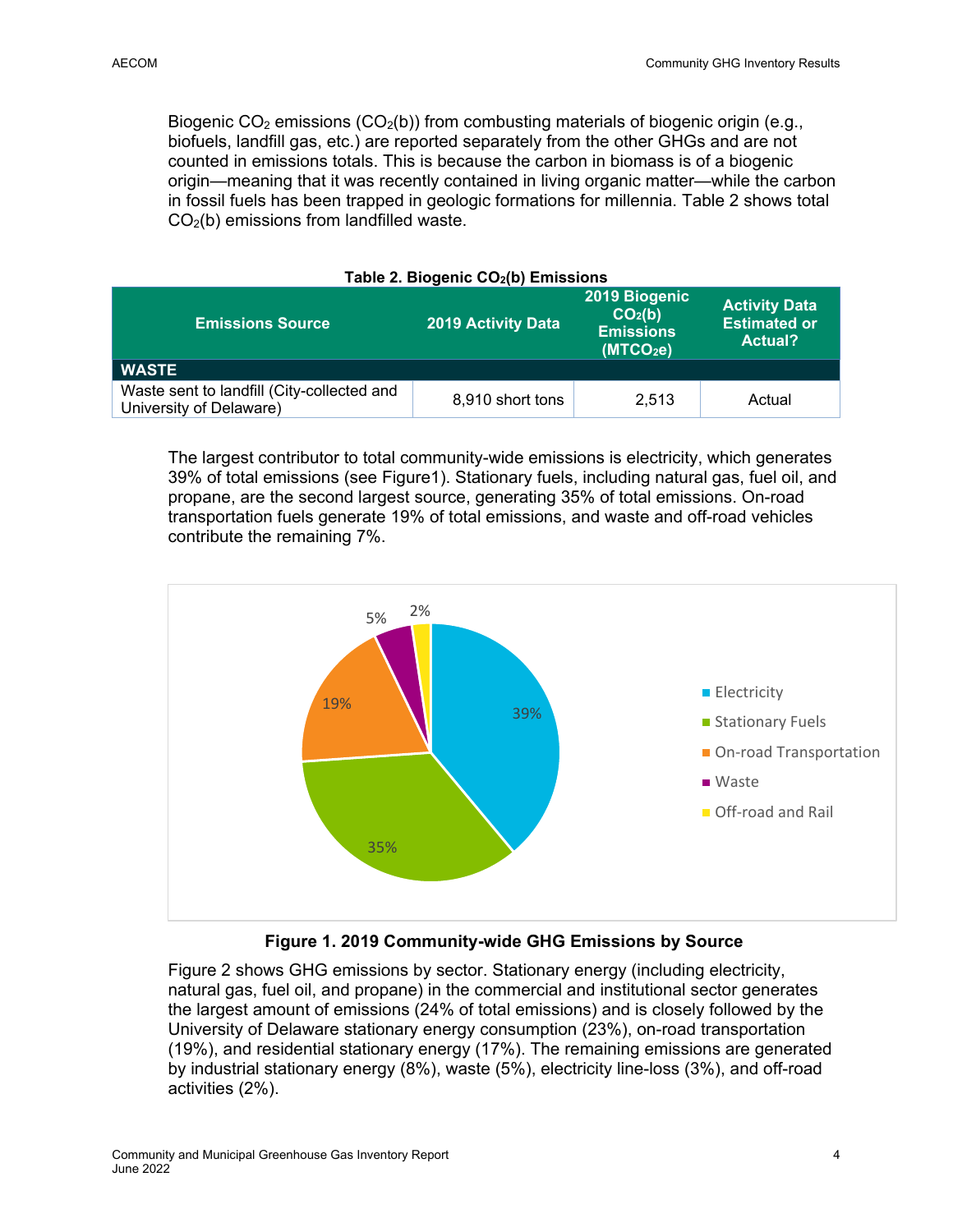Biogenic $CO_2$ emissions ($CO_2$(b)) from combusting materials of biogenic origin (e.g., biofuels, landfill gas, etc.) are reported separately from the other GHGs and are not counted in emissions totals. This is because the carbon in biomass is of a biogenic origin—meaning that it was recently contained in living organic matter—while the carbon in fossil fuels has been trapped in geologic formations for millennia. Table 2 shows total $CO_2$(b) emissions from landfilled waste.

**Table 2. Biogenic $CO_2$(b) Emissions**

| Emissions Source | 2019 Activity Data | 2019 Biogenic $CO_2$(b) Emissions ($MTCO_2e$) | Activity Data Estimated or Actual? |
|---|---|---|---|
| **WASTE** | | | |
| Waste sent to landfill (City-collected and University of Delaware) | 8,910 short tons | 2,513 | Actual |

The largest contributor to total community-wide emissions is electricity, which generates 39% of total emissions (see Figure1). Stationary fuels, including natural gas, fuel oil, and propane, are the second largest source, generating 35% of total emissions. On-road transportation fuels generate 19% of total emissions, and waste and off-road vehicles contribute the remaining 7%.

**Figure 1. 2019 Community-wide GHG Emissions by Source**

Figure 2 shows GHG emissions by sector. Stationary energy (including electricity, natural gas, fuel oil, and propane) in the commercial and institutional sector generates the largest amount of emissions (24% of total emissions) and is closely followed by the University of Delaware stationary energy consumption (23%), on-road transportation (19%), and residential stationary energy (17%). The remaining emissions are generated by industrial stationary energy (8%), waste (5%), electricity line-loss (3%), and off-road activities (2%).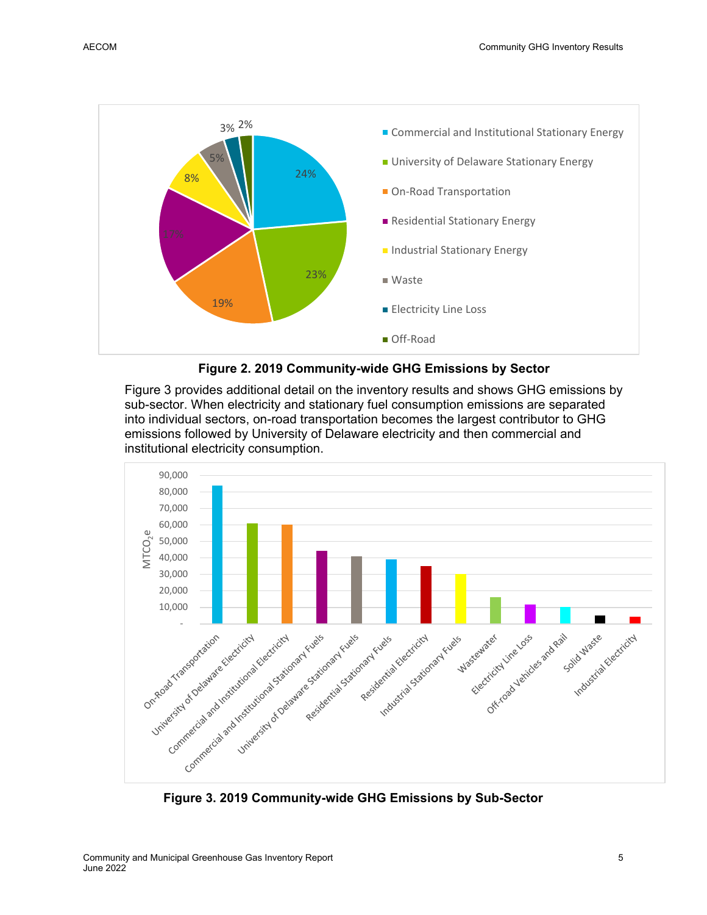**Figure 2. 2019 Community-wide GHG Emissions by Sector**

Figure 3 provides additional detail on the inventory results and shows GHG emissions by sub-sector. When electricity and stationary fuel consumption emissions are separated into individual sectors, on-road transportation becomes the largest contributor to GHG emissions followed by University of Delaware electricity and then commercial and institutional electricity consumption.

**Figure 3. 2019 Community-wide GHG Emissions by Sub-Sector**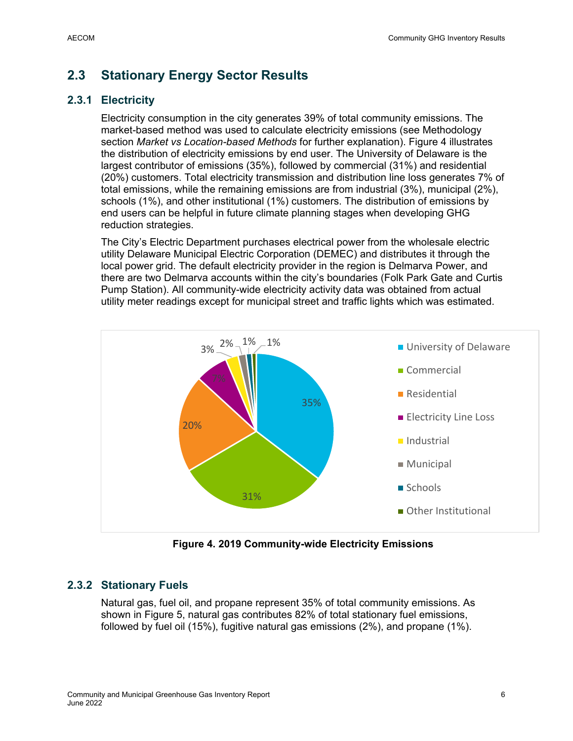## 2.3 Stationary Energy Sector Results

### 2.3.1 Electricity

Electricity consumption in the city generates 39% of total community emissions. The market-based method was used to calculate electricity emissions (see Methodology section *Market vs Location-based Methods* for further explanation). Figure 4 illustrates the distribution of electricity emissions by end user. The University of Delaware is the largest contributor of emissions (35%), followed by commercial (31%) and residential (20%) customers. Total electricity transmission and distribution line loss generates 7% of total emissions, while the remaining emissions are from industrial (3%), municipal (2%), schools (1%), and other institutional (1%) customers. The distribution of emissions by end users can be helpful in future climate planning stages when developing GHG reduction strategies.

The City's Electric Department purchases electrical power from the wholesale electric utility Delaware Municipal Electric Corporation (DEMEC) and distributes it through the local power grid. The default electricity provider in the region is Delmarva Power, and there are two Delmarva accounts within the city's boundaries (Folk Park Gate and Curtis Pump Station). All community-wide electricity activity data was obtained from actual utility meter readings except for municipal street and traffic lights which was estimated.

| End User | Share |
|---|---|
| University of Delaware | 35% |
| Commercial | 31% |
| Residential | 20% |
| Electricity Line Loss | 7% |
| Industrial | 3% |
| Municipal | 2% |
| Schools | 1% |
| Other Institutional | 1% |

**Figure 4. 2019 Community-wide Electricity Emissions**

### 2.3.2 Stationary Fuels

Natural gas, fuel oil, and propane represent 35% of total community emissions. As shown in Figure 5, natural gas contributes 82% of total stationary fuel emissions, followed by fuel oil (15%), fugitive natural gas emissions (2%), and propane (1%).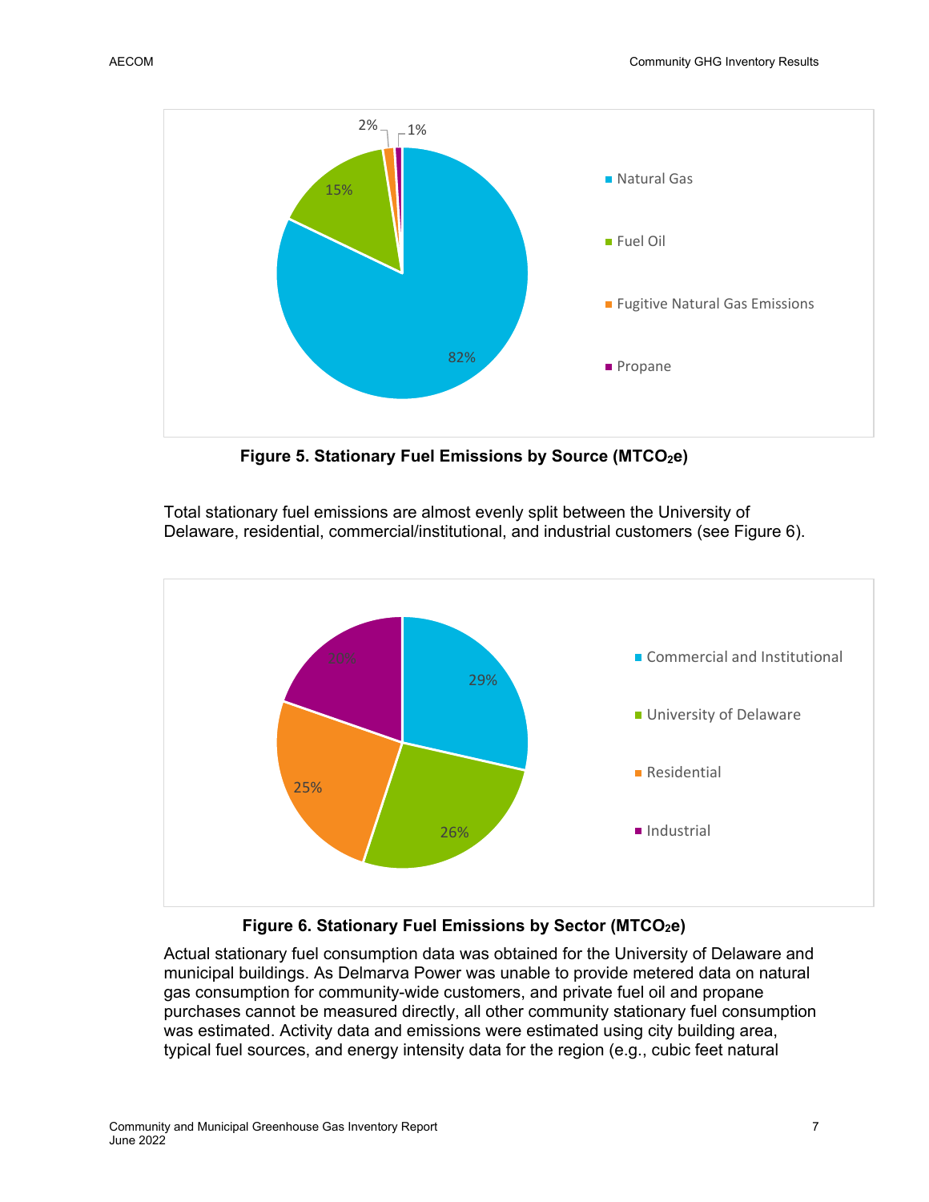**Figure 5. Stationary Fuel Emissions by Source ($MTCO_2e$)**

Total stationary fuel emissions are almost evenly split between the University of Delaware, residential, commercial/institutional, and industrial customers (see Figure 6).

**Figure 6. Stationary Fuel Emissions by Sector ($MTCO_2e$)**

Actual stationary fuel consumption data was obtained for the University of Delaware and municipal buildings. As Delmarva Power was unable to provide metered data on natural gas consumption for community-wide customers, and private fuel oil and propane purchases cannot be measured directly, all other community stationary fuel consumption was estimated. Activity data and emissions were estimated using city building area, typical fuel sources, and energy intensity data for the region (e.g., cubic feet natural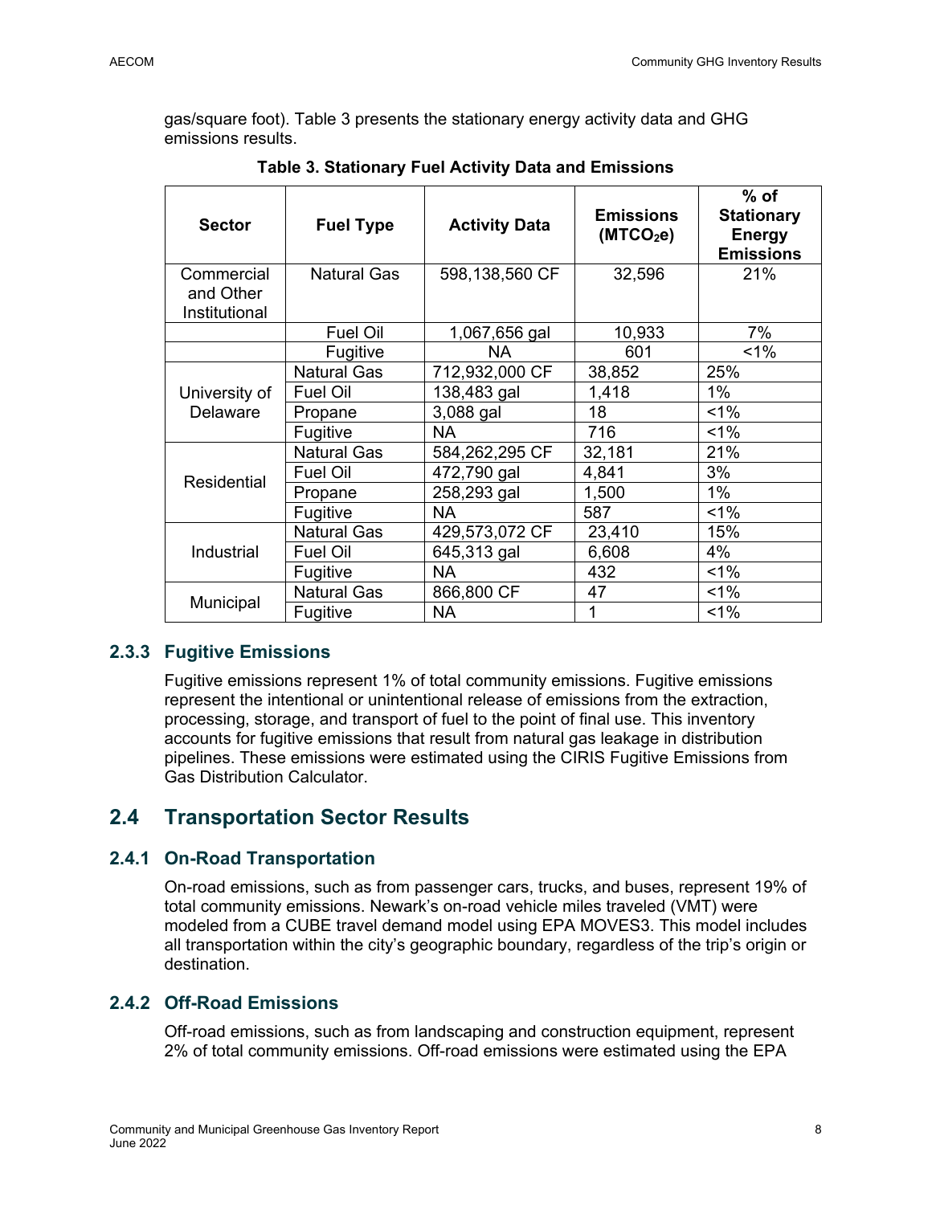gas/square foot). Table 3 presents the stationary energy activity data and GHG emissions results.

**Table 3. Stationary Fuel Activity Data and Emissions**

| Sector | Fuel Type | Activity Data | Emissions ($MTCO_2e$) | % of Stationary Energy Emissions |
|---|---|---|---|---|
| Commercial and Other Institutional | Natural Gas | 598,138,560 CF | 32,596 | 21% |
| | Fuel Oil | 1,067,656 gal | 10,933 | 7% |
| | Fugitive | NA | 601 | <1% |
| University of Delaware | Natural Gas | 712,932,000 CF | 38,852 | 25% |
| | Fuel Oil | 138,483 gal | 1,418 | 1% |
| | Propane | 3,088 gal | 18 | <1% |
| | Fugitive | NA | 716 | <1% |
| Residential | Natural Gas | 584,262,295 CF | 32,181 | 21% |
| | Fuel Oil | 472,790 gal | 4,841 | 3% |
| | Propane | 258,293 gal | 1,500 | 1% |
| | Fugitive | NA | 587 | <1% |
| Industrial | Natural Gas | 429,573,072 CF | 23,410 | 15% |
| | Fuel Oil | 645,313 gal | 6,608 | 4% |
| | Fugitive | NA | 432 | <1% |
| Municipal | Natural Gas | 866,800 CF | 47 | <1% |
| | Fugitive | NA | 1 | <1% |

### 2.3.3 Fugitive Emissions

Fugitive emissions represent 1% of total community emissions. Fugitive emissions represent the intentional or unintentional release of emissions from the extraction, processing, storage, and transport of fuel to the point of final use. This inventory accounts for fugitive emissions that result from natural gas leakage in distribution pipelines. These emissions were estimated using the CIRIS Fugitive Emissions from Gas Distribution Calculator.

## 2.4 Transportation Sector Results

### 2.4.1 On-Road Transportation

On-road emissions, such as from passenger cars, trucks, and buses, represent 19% of total community emissions. Newark's on-road vehicle miles traveled (VMT) were modeled from a CUBE travel demand model using EPA MOVES3. This model includes all transportation within the city's geographic boundary, regardless of the trip's origin or destination.

### 2.4.2 Off-Road Emissions

Off-road emissions, such as from landscaping and construction equipment, represent 2% of total community emissions. Off-road emissions were estimated using the EPA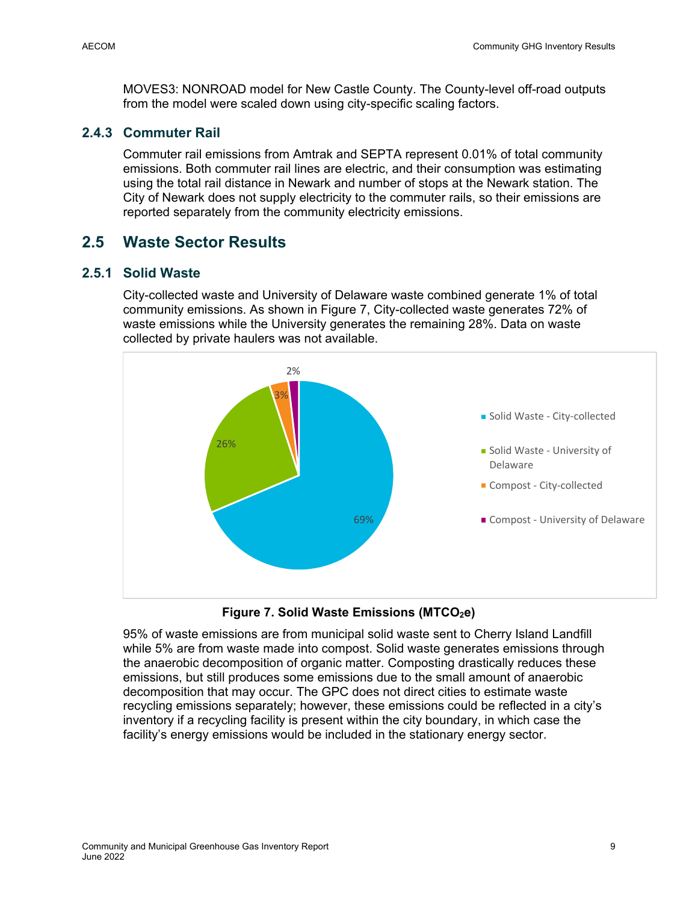MOVES3: NONROAD model for New Castle County. The County-level off-road outputs from the model were scaled down using city-specific scaling factors.

### 2.4.3 Commuter Rail

Commuter rail emissions from Amtrak and SEPTA represent 0.01% of total community emissions. Both commuter rail lines are electric, and their consumption was estimating using the total rail distance in Newark and number of stops at the Newark station. The City of Newark does not supply electricity to the commuter rails, so their emissions are reported separately from the community electricity emissions.

## 2.5 Waste Sector Results

### 2.5.1 Solid Waste

City-collected waste and University of Delaware waste combined generate 1% of total community emissions. As shown in Figure 7, City-collected waste generates 72% of waste emissions while the University generates the remaining 28%. Data on waste collected by private haulers was not available.

| Category | Share |
| --- | --- |
| Solid Waste - City-collected | 69% |
| Solid Waste - University of Delaware | 26% |
| Compost - City-collected | 3% |
| Compost - University of Delaware | 2% |

**Figure 7. Solid Waste Emissions ($MTCO_2e$)**

95% of waste emissions are from municipal solid waste sent to Cherry Island Landfill while 5% are from waste made into compost. Solid waste generates emissions through the anaerobic decomposition of organic matter. Composting drastically reduces these emissions, but still produces some emissions due to the small amount of anaerobic decomposition that may occur. The GPC does not direct cities to estimate waste recycling emissions separately; however, these emissions could be reflected in a city's inventory if a recycling facility is present within the city boundary, in which case the facility's energy emissions would be included in the stationary energy sector.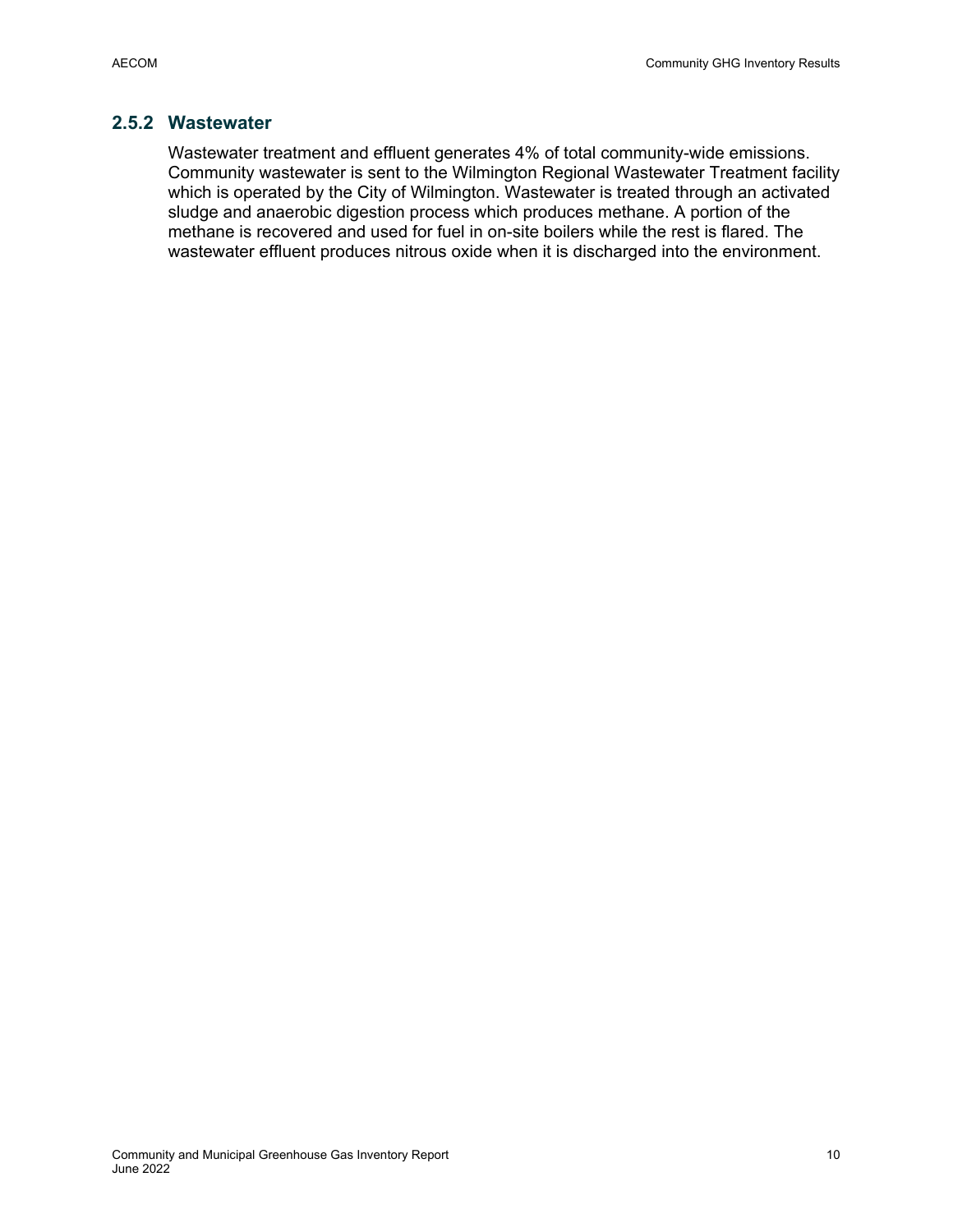### 2.5.2 Wastewater

Wastewater treatment and effluent generates 4% of total community-wide emissions. Community wastewater is sent to the Wilmington Regional Wastewater Treatment facility which is operated by the City of Wilmington. Wastewater is treated through an activated sludge and anaerobic digestion process which produces methane. A portion of the methane is recovered and used for fuel in on-site boilers while the rest is flared. The wastewater effluent produces nitrous oxide when it is discharged into the environment.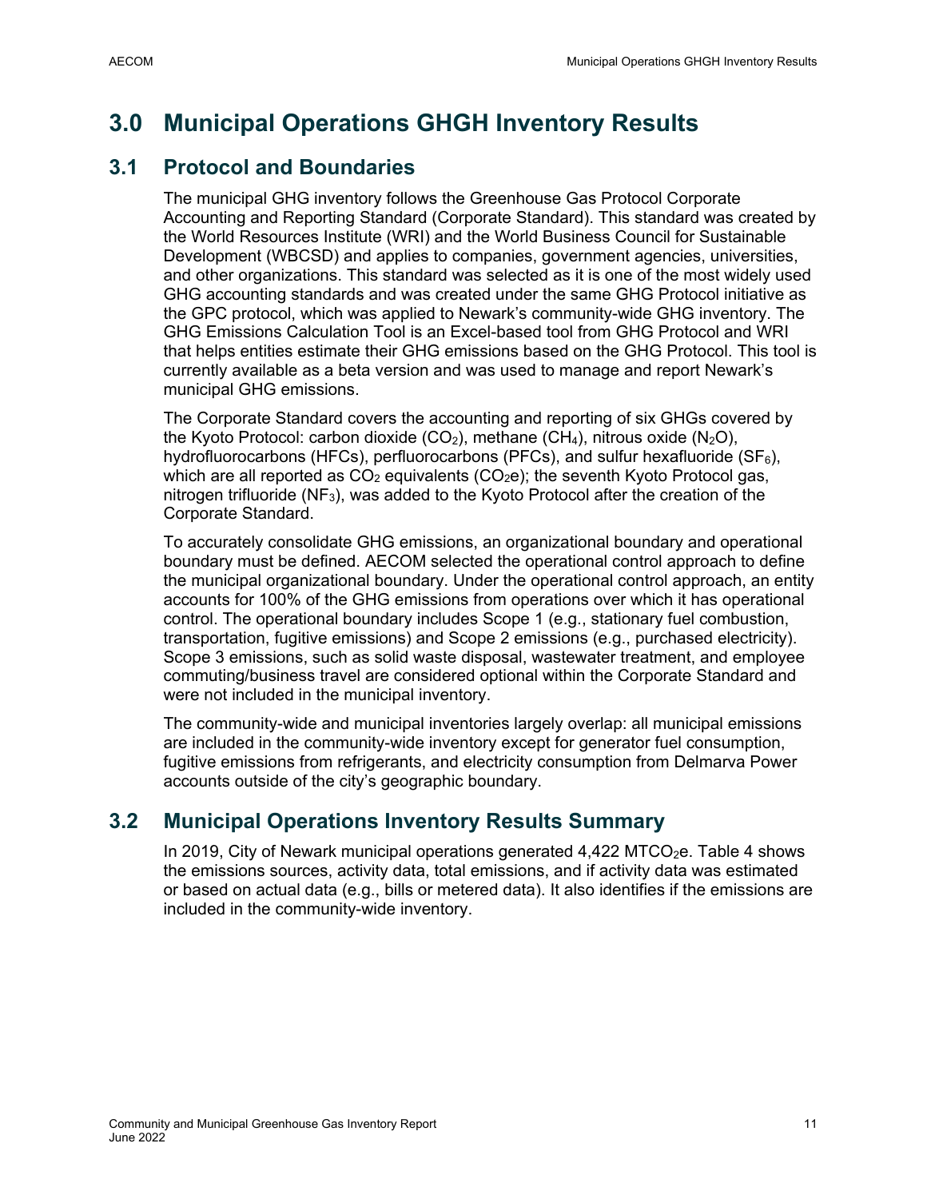# 3.0 Municipal Operations GHGH Inventory Results

## 3.1 Protocol and Boundaries

The municipal GHG inventory follows the Greenhouse Gas Protocol Corporate Accounting and Reporting Standard (Corporate Standard). This standard was created by the World Resources Institute (WRI) and the World Business Council for Sustainable Development (WBCSD) and applies to companies, government agencies, universities, and other organizations. This standard was selected as it is one of the most widely used GHG accounting standards and was created under the same GHG Protocol initiative as the GPC protocol, which was applied to Newark's community-wide GHG inventory. The GHG Emissions Calculation Tool is an Excel-based tool from GHG Protocol and WRI that helps entities estimate their GHG emissions based on the GHG Protocol. This tool is currently available as a beta version and was used to manage and report Newark's municipal GHG emissions.

The Corporate Standard covers the accounting and reporting of six GHGs covered by the Kyoto Protocol: carbon dioxide ($CO_2$), methane ($CH_4$), nitrous oxide ($N_2O$), hydrofluorocarbons (HFCs), perfluorocarbons (PFCs), and sulfur hexafluoride ($SF_6$), which are all reported as $CO_2$ equivalents ($CO_2e$); the seventh Kyoto Protocol gas, nitrogen trifluoride ($NF_3$), was added to the Kyoto Protocol after the creation of the Corporate Standard.

To accurately consolidate GHG emissions, an organizational boundary and operational boundary must be defined. AECOM selected the operational control approach to define the municipal organizational boundary. Under the operational control approach, an entity accounts for 100% of the GHG emissions from operations over which it has operational control. The operational boundary includes Scope 1 (e.g., stationary fuel combustion, transportation, fugitive emissions) and Scope 2 emissions (e.g., purchased electricity). Scope 3 emissions, such as solid waste disposal, wastewater treatment, and employee commuting/business travel are considered optional within the Corporate Standard and were not included in the municipal inventory.

The community-wide and municipal inventories largely overlap: all municipal emissions are included in the community-wide inventory except for generator fuel consumption, fugitive emissions from refrigerants, and electricity consumption from Delmarva Power accounts outside of the city's geographic boundary.

## 3.2 Municipal Operations Inventory Results Summary

In 2019, City of Newark municipal operations generated 4,422 $MTCO_2e$. Table 4 shows the emissions sources, activity data, total emissions, and if activity data was estimated or based on actual data (e.g., bills or metered data). It also identifies if the emissions are included in the community-wide inventory.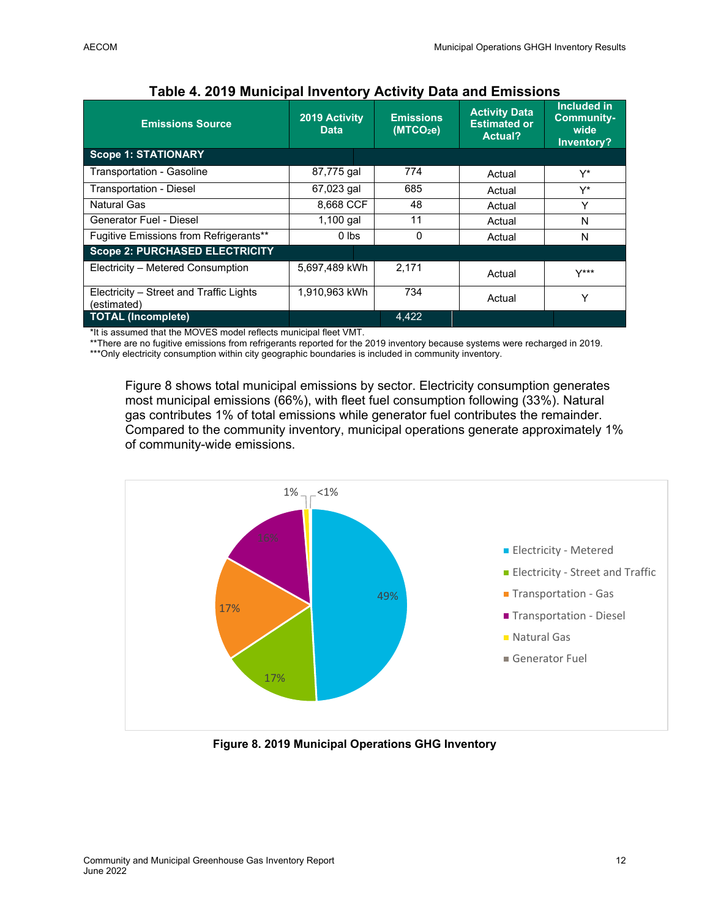### Table 4. 2019 Municipal Inventory Activity Data and Emissions

| Emissions Source | 2019 Activity Data | Emissions ($MTCO_2e$) | Activity Data Estimated or Actual? | Included in Community-wide Inventory? |
|---|---|---|---|---|
| **Scope 1: STATIONARY** | | | | |
| Transportation - Gasoline | 87,775 gal | 774 | Actual | Y* |
| Transportation - Diesel | 67,023 gal | 685 | Actual | Y* |
| Natural Gas | 8,668 CCF | 48 | Actual | Y |
| Generator Fuel - Diesel | 1,100 gal | 11 | Actual | N |
| Fugitive Emissions from Refrigerants** | 0 lbs | 0 | Actual | N |
| **Scope 2: PURCHASED ELECTRICITY** | | | | |
| Electricity – Metered Consumption | 5,697,489 kWh | 2,171 | Actual | Y*** |
| Electricity – Street and Traffic Lights (estimated) | 1,910,963 kWh | 734 | Actual | Y |
| **TOTAL (Incomplete)** | | 4,422 | | |

*It is assumed that the MOVES model reflects municipal fleet VMT.
**There are no fugitive emissions from refrigerants reported for the 2019 inventory because systems were recharged in 2019.
***Only electricity consumption within city geographic boundaries is included in community inventory.

Figure 8 shows total municipal emissions by sector. Electricity consumption generates most municipal emissions (66%), with fleet fuel consumption following (33%). Natural gas contributes 1% of total emissions while generator fuel contributes the remainder. Compared to the community inventory, municipal operations generate approximately 1% of community-wide emissions.

**Figure 8. 2019 Municipal Operations GHG Inventory**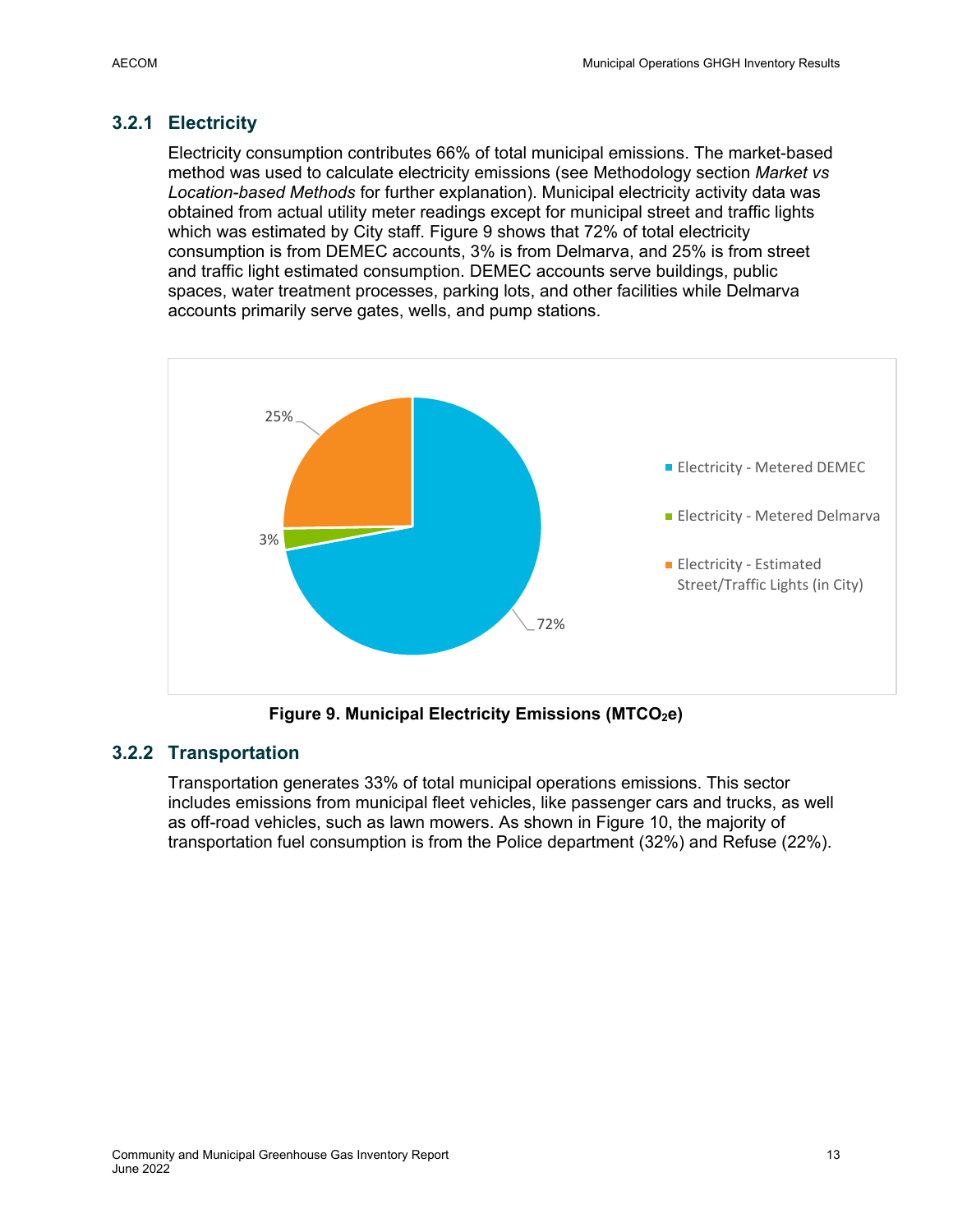### 3.2.1 Electricity

Electricity consumption contributes 66% of total municipal emissions. The market-based method was used to calculate electricity emissions (see Methodology section *Market vs Location-based Methods* for further explanation). Municipal electricity activity data was obtained from actual utility meter readings except for municipal street and traffic lights which was estimated by City staff. Figure 9 shows that 72% of total electricity consumption is from DEMEC accounts, 3% is from Delmarva, and 25% is from street and traffic light estimated consumption. DEMEC accounts serve buildings, public spaces, water treatment processes, parking lots, and other facilities while Delmarva accounts primarily serve gates, wells, and pump stations.

**Figure 9. Municipal Electricity Emissions ($MTCO_2e$)**

### 3.2.2 Transportation

Transportation generates 33% of total municipal operations emissions. This sector includes emissions from municipal fleet vehicles, like passenger cars and trucks, as well as off-road vehicles, such as lawn mowers. As shown in Figure 10, the majority of transportation fuel consumption is from the Police department (32%) and Refuse (22%).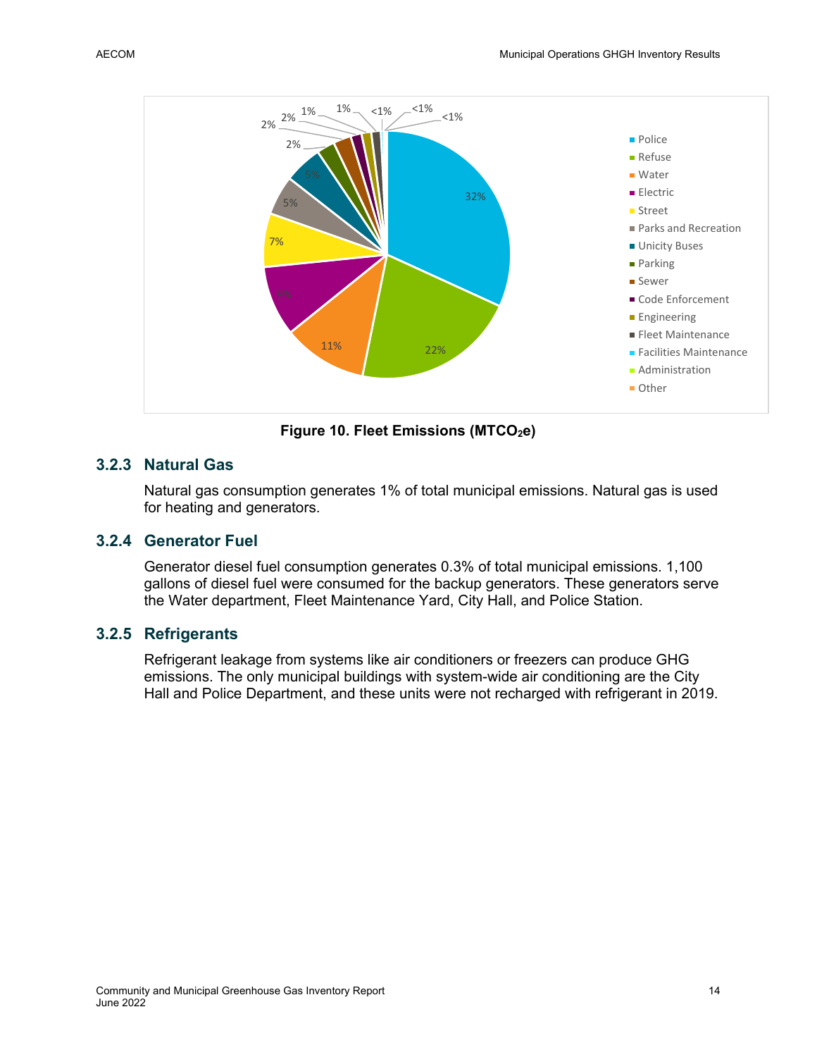Figure 10. Fleet Emissions ($MTCO_2e$)

### 3.2.3 Natural Gas

Natural gas consumption generates 1% of total municipal emissions. Natural gas is used for heating and generators.

### 3.2.4 Generator Fuel

Generator diesel fuel consumption generates 0.3% of total municipal emissions. 1,100 gallons of diesel fuel were consumed for the backup generators. These generators serve the Water department, Fleet Maintenance Yard, City Hall, and Police Station.

### 3.2.5 Refrigerants

Refrigerant leakage from systems like air conditioners or freezers can produce GHG emissions. The only municipal buildings with system-wide air conditioning are the City Hall and Police Department, and these units were not recharged with refrigerant in 2019.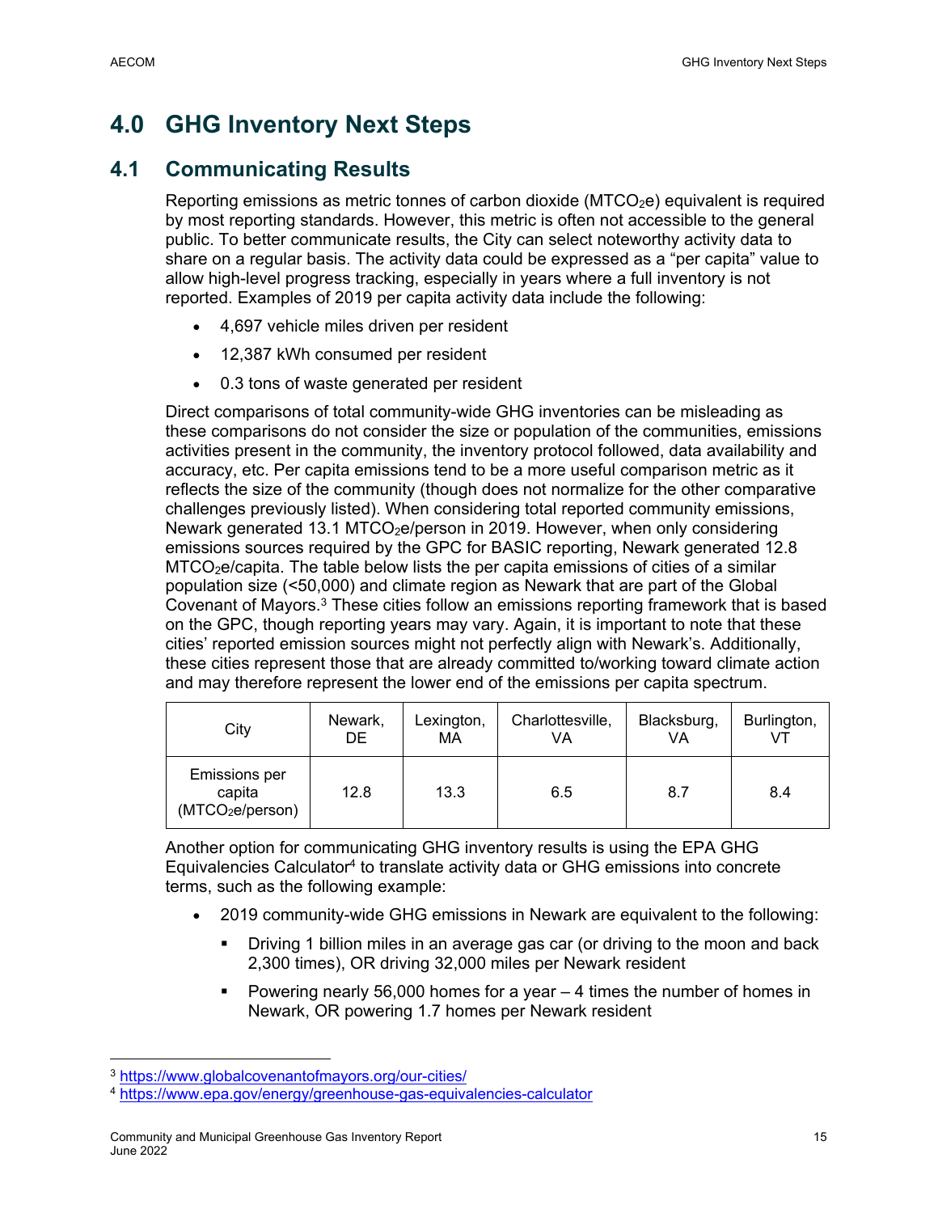# 4.0 GHG Inventory Next Steps

## 4.1 Communicating Results

Reporting emissions as metric tonnes of carbon dioxide ($MTCO_2e$) equivalent is required by most reporting standards. However, this metric is often not accessible to the general public. To better communicate results, the City can select noteworthy activity data to share on a regular basis. The activity data could be expressed as a "per capita" value to allow high-level progress tracking, especially in years where a full inventory is not reported. Examples of 2019 per capita activity data include the following:

- 4,697 vehicle miles driven per resident
- 12,387 kWh consumed per resident
- 0.3 tons of waste generated per resident

Direct comparisons of total community-wide GHG inventories can be misleading as these comparisons do not consider the size or population of the communities, emissions activities present in the community, the inventory protocol followed, data availability and accuracy, etc. Per capita emissions tend to be a more useful comparison metric as it reflects the size of the community (though does not normalize for the other comparative challenges previously listed). When considering total reported community emissions, Newark generated 13.1 $MTCO_2e$/person in 2019. However, when only considering emissions sources required by the GPC for BASIC reporting, Newark generated 12.8 $MTCO_2e$/capita. The table below lists the per capita emissions of cities of a similar population size (<50,000) and climate region as Newark that are part of the Global Covenant of Mayors.[3] These cities follow an emissions reporting framework that is based on the GPC, though reporting years may vary. Again, it is important to note that these cities' reported emission sources might not perfectly align with Newark's. Additionally, these cities represent those that are already committed to/working toward climate action and may therefore represent the lower end of the emissions per capita spectrum.

| City | Newark, DE | Lexington, MA | Charlottesville, VA | Blacksburg, VA | Burlington, VT |
|---|---|---|---|---|---|
| Emissions per capita ($MTCO_2e$/person) | 12.8 | 13.3 | 6.5 | 8.7 | 8.4 |

Another option for communicating GHG inventory results is using the EPA GHG Equivalencies Calculator[4] to translate activity data or GHG emissions into concrete terms, such as the following example:

- 2019 community-wide GHG emissions in Newark are equivalent to the following:
  - Driving 1 billion miles in an average gas car (or driving to the moon and back 2,300 times), OR driving 32,000 miles per Newark resident
  - Powering nearly 56,000 homes for a year – 4 times the number of homes in Newark, OR powering 1.7 homes per Newark resident

---

[3] https://www.globalcovenantofmayors.org/our-cities/

[4] https://www.epa.gov/energy/greenhouse-gas-equivalencies-calculator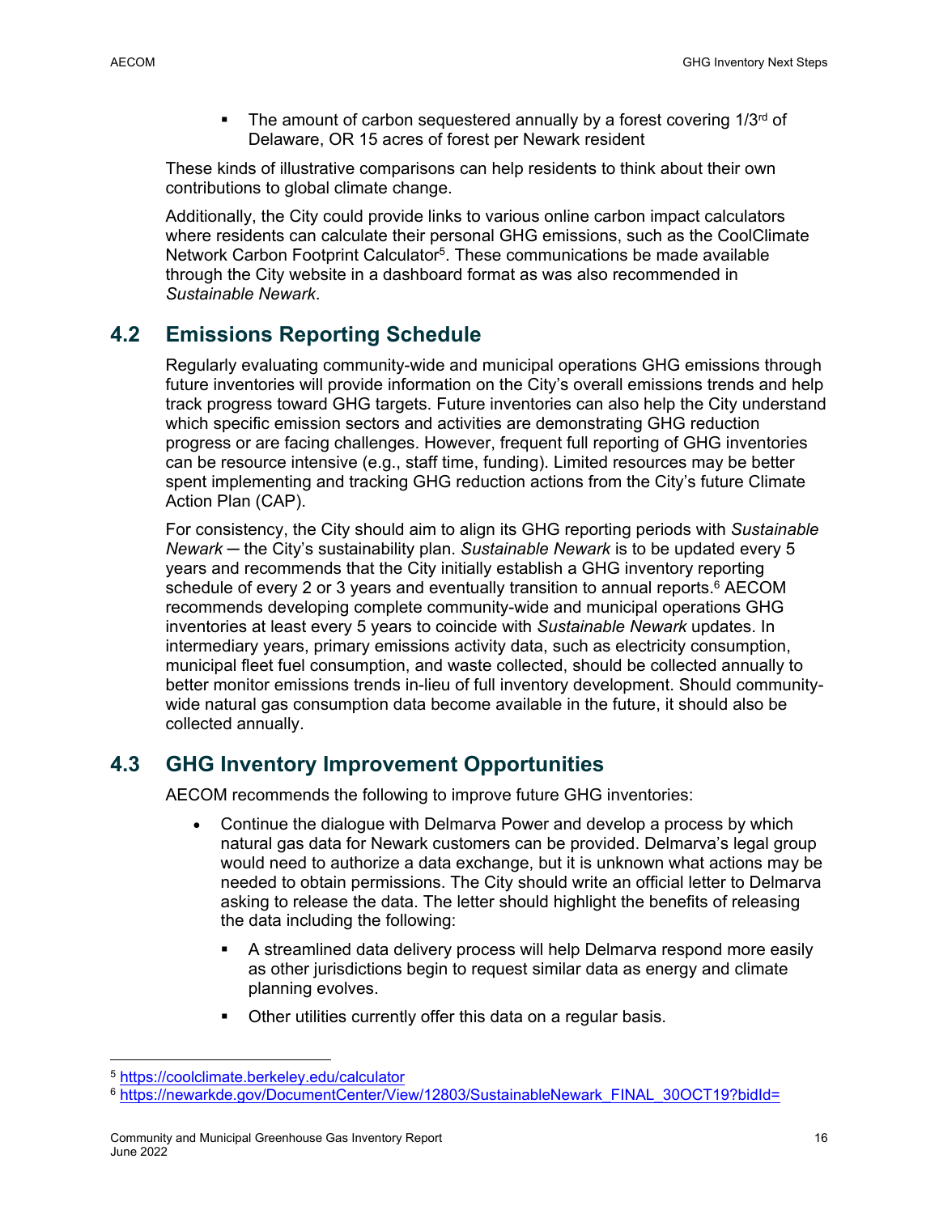- The amount of carbon sequestered annually by a forest covering 1/3rd of Delaware, OR 15 acres of forest per Newark resident

These kinds of illustrative comparisons can help residents to think about their own contributions to global climate change.

Additionally, the City could provide links to various online carbon impact calculators where residents can calculate their personal GHG emissions, such as the CoolClimate Network Carbon Footprint Calculator[5]. These communications be made available through the City website in a dashboard format as was also recommended in *Sustainable Newark*.

## 4.2 Emissions Reporting Schedule

Regularly evaluating community-wide and municipal operations GHG emissions through future inventories will provide information on the City's overall emissions trends and help track progress toward GHG targets. Future inventories can also help the City understand which specific emission sectors and activities are demonstrating GHG reduction progress or are facing challenges. However, frequent full reporting of GHG inventories can be resource intensive (e.g., staff time, funding). Limited resources may be better spent implementing and tracking GHG reduction actions from the City's future Climate Action Plan (CAP).

For consistency, the City should aim to align its GHG reporting periods with *Sustainable Newark* ─ the City's sustainability plan. *Sustainable Newark* is to be updated every 5 years and recommends that the City initially establish a GHG inventory reporting schedule of every 2 or 3 years and eventually transition to annual reports.[6] AECOM recommends developing complete community-wide and municipal operations GHG inventories at least every 5 years to coincide with *Sustainable Newark* updates. In intermediary years, primary emissions activity data, such as electricity consumption, municipal fleet fuel consumption, and waste collected, should be collected annually to better monitor emissions trends in-lieu of full inventory development. Should community-wide natural gas consumption data become available in the future, it should also be collected annually.

## 4.3 GHG Inventory Improvement Opportunities

AECOM recommends the following to improve future GHG inventories:

- Continue the dialogue with Delmarva Power and develop a process by which natural gas data for Newark customers can be provided. Delmarva's legal group would need to authorize a data exchange, but it is unknown what actions may be needed to obtain permissions. The City should write an official letter to Delmarva asking to release the data. The letter should highlight the benefits of releasing the data including the following:
  - A streamlined data delivery process will help Delmarva respond more easily as other jurisdictions begin to request similar data as energy and climate planning evolves.
  - Other utilities currently offer this data on a regular basis.

---

[5] https://coolclimate.berkeley.edu/calculator

[6] https://newarkde.gov/DocumentCenter/View/12803/SustainableNewark_FINAL_30OCT19?bidId=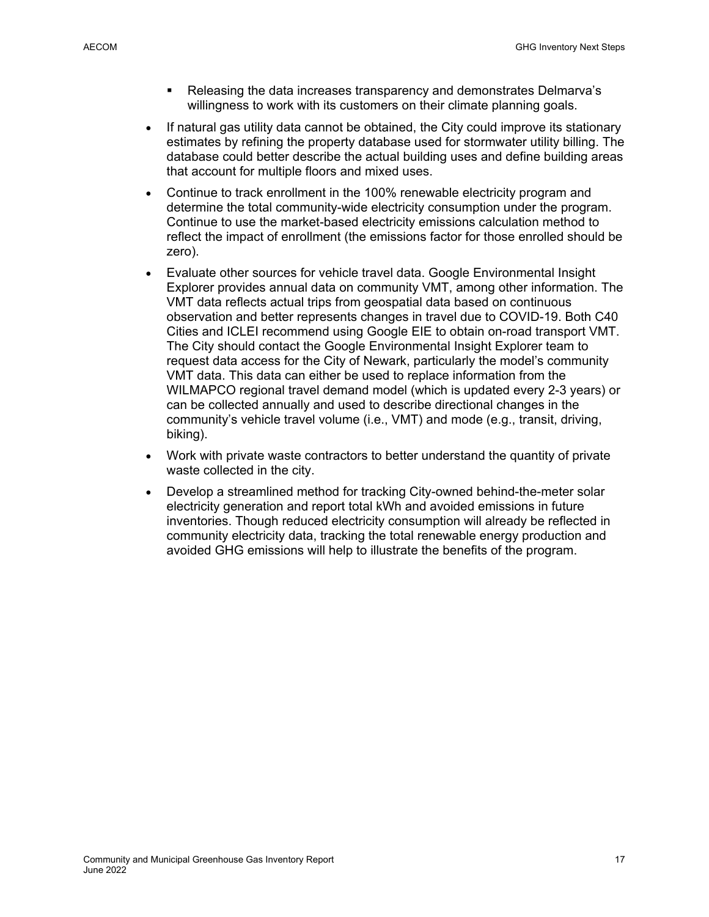- Releasing the data increases transparency and demonstrates Delmarva's willingness to work with its customers on their climate planning goals.
- If natural gas utility data cannot be obtained, the City could improve its stationary estimates by refining the property database used for stormwater utility billing. The database could better describe the actual building uses and define building areas that account for multiple floors and mixed uses.
- Continue to track enrollment in the 100% renewable electricity program and determine the total community-wide electricity consumption under the program. Continue to use the market-based electricity emissions calculation method to reflect the impact of enrollment (the emissions factor for those enrolled should be zero).
- Evaluate other sources for vehicle travel data. Google Environmental Insight Explorer provides annual data on community VMT, among other information. The VMT data reflects actual trips from geospatial data based on continuous observation and better represents changes in travel due to COVID-19. Both C40 Cities and ICLEI recommend using Google EIE to obtain on-road transport VMT. The City should contact the Google Environmental Insight Explorer team to request data access for the City of Newark, particularly the model's community VMT data. This data can either be used to replace information from the WILMAPCO regional travel demand model (which is updated every 2-3 years) or can be collected annually and used to describe directional changes in the community's vehicle travel volume (i.e., VMT) and mode (e.g., transit, driving, biking).
- Work with private waste contractors to better understand the quantity of private waste collected in the city.
- Develop a streamlined method for tracking City-owned behind-the-meter solar electricity generation and report total kWh and avoided emissions in future inventories. Though reduced electricity consumption will already be reflected in community electricity data, tracking the total renewable energy production and avoided GHG emissions will help to illustrate the benefits of the program.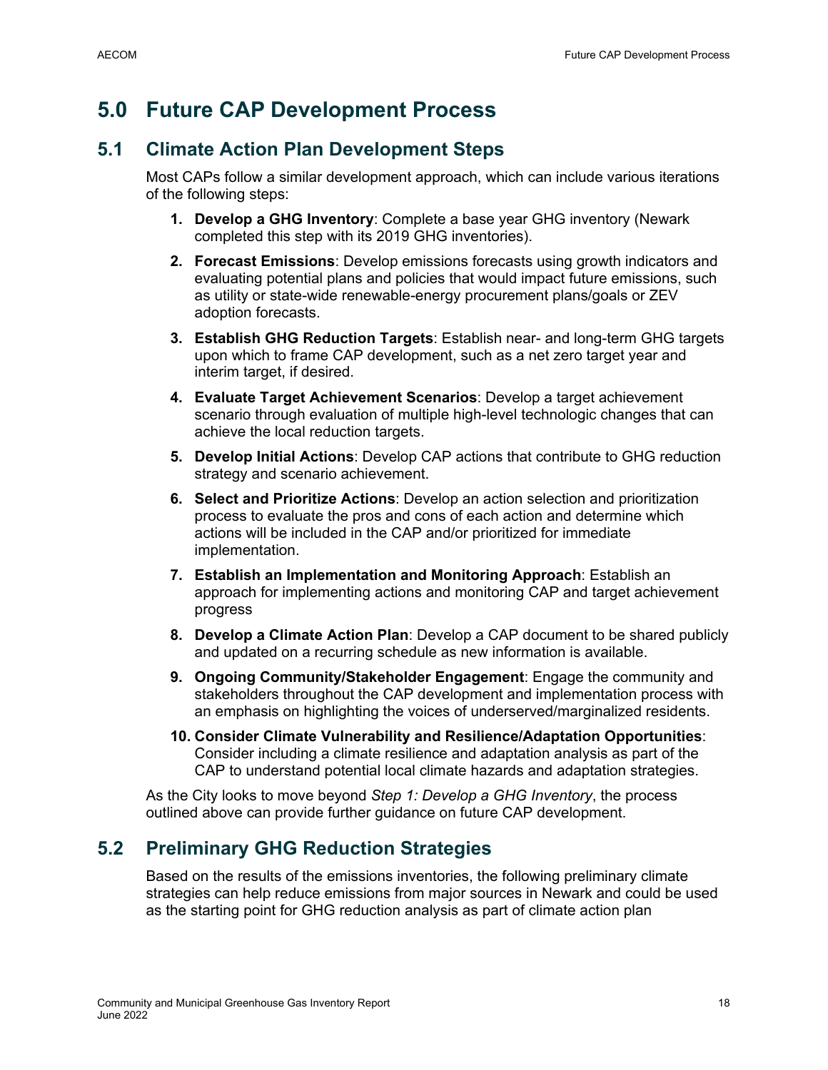# 5.0 Future CAP Development Process

## 5.1 Climate Action Plan Development Steps

Most CAPs follow a similar development approach, which can include various iterations of the following steps:

1. **Develop a GHG Inventory**: Complete a base year GHG inventory (Newark completed this step with its 2019 GHG inventories).
2. **Forecast Emissions**: Develop emissions forecasts using growth indicators and evaluating potential plans and policies that would impact future emissions, such as utility or state-wide renewable-energy procurement plans/goals or ZEV adoption forecasts.
3. **Establish GHG Reduction Targets**: Establish near- and long-term GHG targets upon which to frame CAP development, such as a net zero target year and interim target, if desired.
4. **Evaluate Target Achievement Scenarios**: Develop a target achievement scenario through evaluation of multiple high-level technologic changes that can achieve the local reduction targets.
5. **Develop Initial Actions**: Develop CAP actions that contribute to GHG reduction strategy and scenario achievement.
6. **Select and Prioritize Actions**: Develop an action selection and prioritization process to evaluate the pros and cons of each action and determine which actions will be included in the CAP and/or prioritized for immediate implementation.
7. **Establish an Implementation and Monitoring Approach**: Establish an approach for implementing actions and monitoring CAP and target achievement progress
8. **Develop a Climate Action Plan**: Develop a CAP document to be shared publicly and updated on a recurring schedule as new information is available.
9. **Ongoing Community/Stakeholder Engagement**: Engage the community and stakeholders throughout the CAP development and implementation process with an emphasis on highlighting the voices of underserved/marginalized residents.
10. **Consider Climate Vulnerability and Resilience/Adaptation Opportunities**: Consider including a climate resilience and adaptation analysis as part of the CAP to understand potential local climate hazards and adaptation strategies.

As the City looks to move beyond *Step 1: Develop a GHG Inventory*, the process outlined above can provide further guidance on future CAP development.

## 5.2 Preliminary GHG Reduction Strategies

Based on the results of the emissions inventories, the following preliminary climate strategies can help reduce emissions from major sources in Newark and could be used as the starting point for GHG reduction analysis as part of climate action plan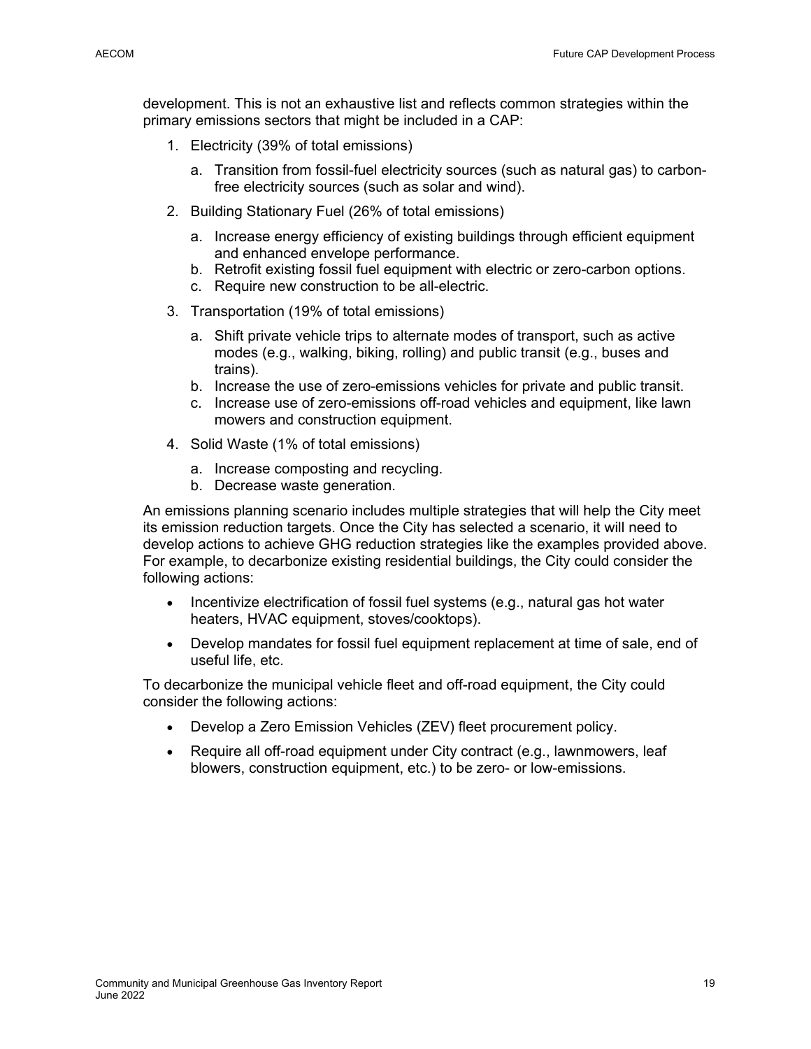development. This is not an exhaustive list and reflects common strategies within the primary emissions sectors that might be included in a CAP:

1. Electricity (39% of total emissions)
   a. Transition from fossil-fuel electricity sources (such as natural gas) to carbon-free electricity sources (such as solar and wind).
2. Building Stationary Fuel (26% of total emissions)
   a. Increase energy efficiency of existing buildings through efficient equipment and enhanced envelope performance.
   b. Retrofit existing fossil fuel equipment with electric or zero-carbon options.
   c. Require new construction to be all-electric.
3. Transportation (19% of total emissions)
   a. Shift private vehicle trips to alternate modes of transport, such as active modes (e.g., walking, biking, rolling) and public transit (e.g., buses and trains).
   b. Increase the use of zero-emissions vehicles for private and public transit.
   c. Increase use of zero-emissions off-road vehicles and equipment, like lawn mowers and construction equipment.
4. Solid Waste (1% of total emissions)
   a. Increase composting and recycling.
   b. Decrease waste generation.

An emissions planning scenario includes multiple strategies that will help the City meet its emission reduction targets. Once the City has selected a scenario, it will need to develop actions to achieve GHG reduction strategies like the examples provided above. For example, to decarbonize existing residential buildings, the City could consider the following actions:

- Incentivize electrification of fossil fuel systems (e.g., natural gas hot water heaters, HVAC equipment, stoves/cooktops).
- Develop mandates for fossil fuel equipment replacement at time of sale, end of useful life, etc.

To decarbonize the municipal vehicle fleet and off-road equipment, the City could consider the following actions:

- Develop a Zero Emission Vehicles (ZEV) fleet procurement policy.
- Require all off-road equipment under City contract (e.g., lawnmowers, leaf blowers, construction equipment, etc.) to be zero- or low-emissions.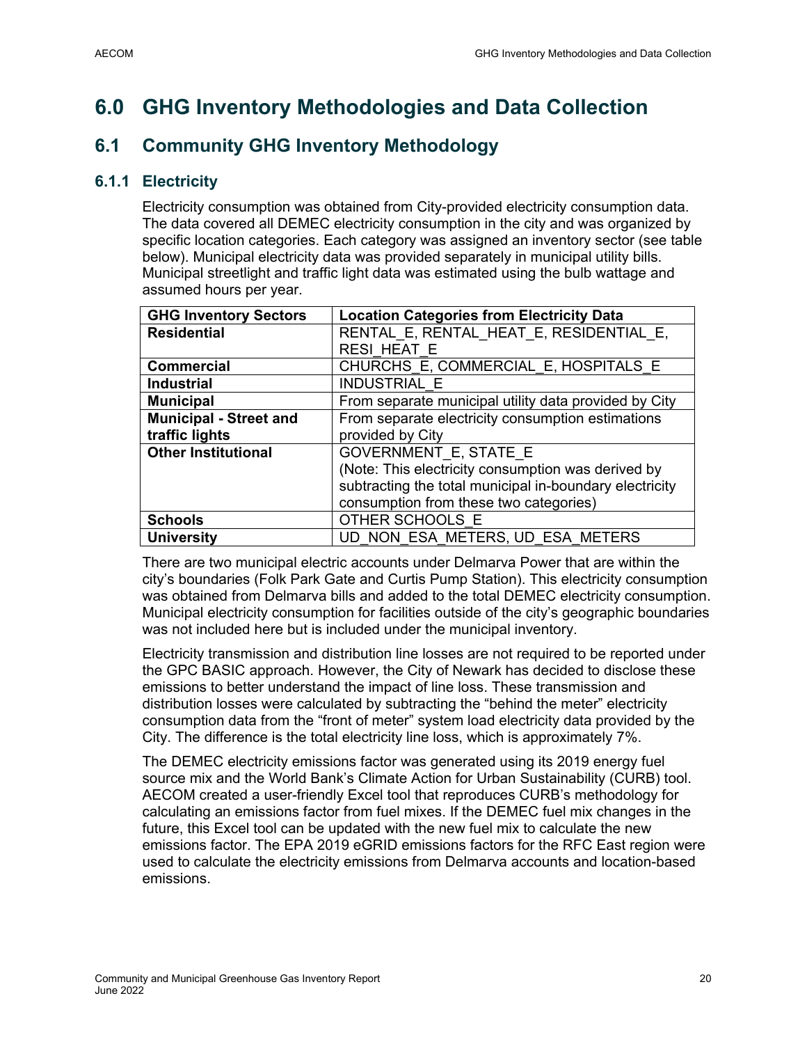# 6.0 GHG Inventory Methodologies and Data Collection

## 6.1 Community GHG Inventory Methodology

### 6.1.1 Electricity

Electricity consumption was obtained from City-provided electricity consumption data. The data covered all DEMEC electricity consumption in the city and was organized by specific location categories. Each category was assigned an inventory sector (see table below). Municipal electricity data was provided separately in municipal utility bills. Municipal streetlight and traffic light data was estimated using the bulb wattage and assumed hours per year.

| GHG Inventory Sectors | Location Categories from Electricity Data |
|---|---|
| **Residential** | RENTAL_E, RENTAL_HEAT_E, RESIDENTIAL_E, RESI_HEAT_E |
| **Commercial** | CHURCHS_E, COMMERCIAL_E, HOSPITALS_E |
| **Industrial** | INDUSTRIAL_E |
| **Municipal** | From separate municipal utility data provided by City |
| **Municipal - Street and traffic lights** | From separate electricity consumption estimations provided by City |
| **Other Institutional** | GOVERNMENT_E, STATE_E (Note: This electricity consumption was derived by subtracting the total municipal in-boundary electricity consumption from these two categories) |
| **Schools** | OTHER SCHOOLS_E |
| **University** | UD_NON_ESA_METERS, UD_ESA_METERS |

There are two municipal electric accounts under Delmarva Power that are within the city's boundaries (Folk Park Gate and Curtis Pump Station). This electricity consumption was obtained from Delmarva bills and added to the total DEMEC electricity consumption. Municipal electricity consumption for facilities outside of the city's geographic boundaries was not included here but is included under the municipal inventory.

Electricity transmission and distribution line losses are not required to be reported under the GPC BASIC approach. However, the City of Newark has decided to disclose these emissions to better understand the impact of line loss. These transmission and distribution losses were calculated by subtracting the "behind the meter" electricity consumption data from the "front of meter" system load electricity data provided by the City. The difference is the total electricity line loss, which is approximately 7%.

The DEMEC electricity emissions factor was generated using its 2019 energy fuel source mix and the World Bank's Climate Action for Urban Sustainability (CURB) tool. AECOM created a user-friendly Excel tool that reproduces CURB's methodology for calculating an emissions factor from fuel mixes. If the DEMEC fuel mix changes in the future, this Excel tool can be updated with the new fuel mix to calculate the new emissions factor. The EPA 2019 eGRID emissions factors for the RFC East region were used to calculate the electricity emissions from Delmarva accounts and location-based emissions.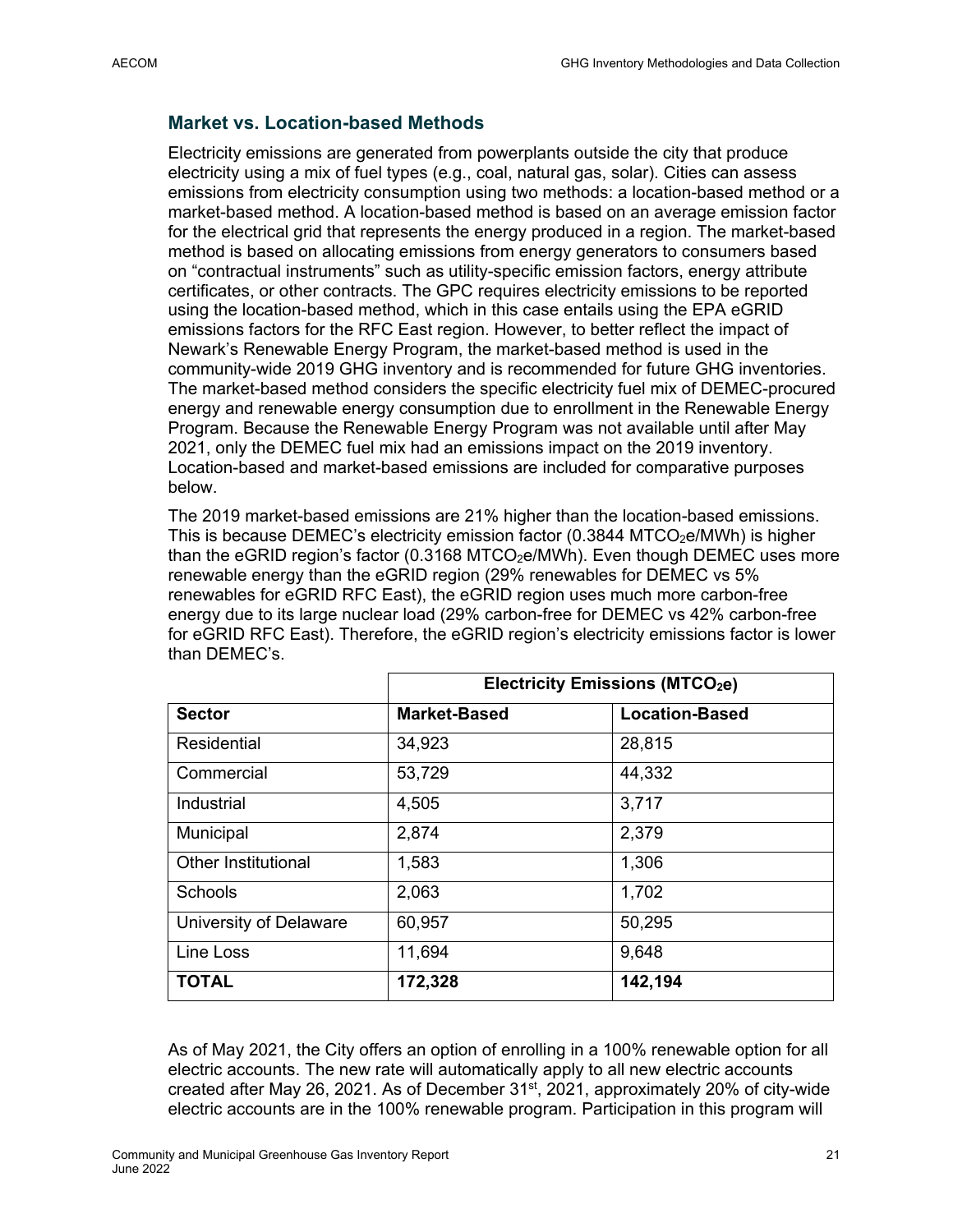## Market vs. Location-based Methods

Electricity emissions are generated from powerplants outside the city that produce electricity using a mix of fuel types (e.g., coal, natural gas, solar). Cities can assess emissions from electricity consumption using two methods: a location-based method or a market-based method. A location-based method is based on an average emission factor for the electrical grid that represents the energy produced in a region. The market-based method is based on allocating emissions from energy generators to consumers based on "contractual instruments" such as utility-specific emission factors, energy attribute certificates, or other contracts. The GPC requires electricity emissions to be reported using the location-based method, which in this case entails using the EPA eGRID emissions factors for the RFC East region. However, to better reflect the impact of Newark's Renewable Energy Program, the market-based method is used in the community-wide 2019 GHG inventory and is recommended for future GHG inventories. The market-based method considers the specific electricity fuel mix of DEMEC-procured energy and renewable energy consumption due to enrollment in the Renewable Energy Program. Because the Renewable Energy Program was not available until after May 2021, only the DEMEC fuel mix had an emissions impact on the 2019 inventory. Location-based and market-based emissions are included for comparative purposes below.

The 2019 market-based emissions are 21% higher than the location-based emissions. This is because DEMEC's electricity emission factor (0.3844 $MTCO_2e$/MWh) is higher than the eGRID region's factor (0.3168 $MTCO_2e$/MWh). Even though DEMEC uses more renewable energy than the eGRID region (29% renewables for DEMEC vs 5% renewables for eGRID RFC East), the eGRID region uses much more carbon-free energy due to its large nuclear load (29% carbon-free for DEMEC vs 42% carbon-free for eGRID RFC East). Therefore, the eGRID region's electricity emissions factor is lower than DEMEC's.

| | **Electricity Emissions ($MTCO_2e$)** | |
|---|---|---|
| **Sector** | **Market-Based** | **Location-Based** |
| Residential | 34,923 | 28,815 |
| Commercial | 53,729 | 44,332 |
| Industrial | 4,505 | 3,717 |
| Municipal | 2,874 | 2,379 |
| Other Institutional | 1,583 | 1,306 |
| Schools | 2,063 | 1,702 |
| University of Delaware | 60,957 | 50,295 |
| Line Loss | 11,694 | 9,648 |
| **TOTAL** | **172,328** | **142,194** |

As of May 2021, the City offers an option of enrolling in a 100% renewable option for all electric accounts. The new rate will automatically apply to all new electric accounts created after May 26, 2021. As of December 31st, 2021, approximately 20% of city-wide electric accounts are in the 100% renewable program. Participation in this program will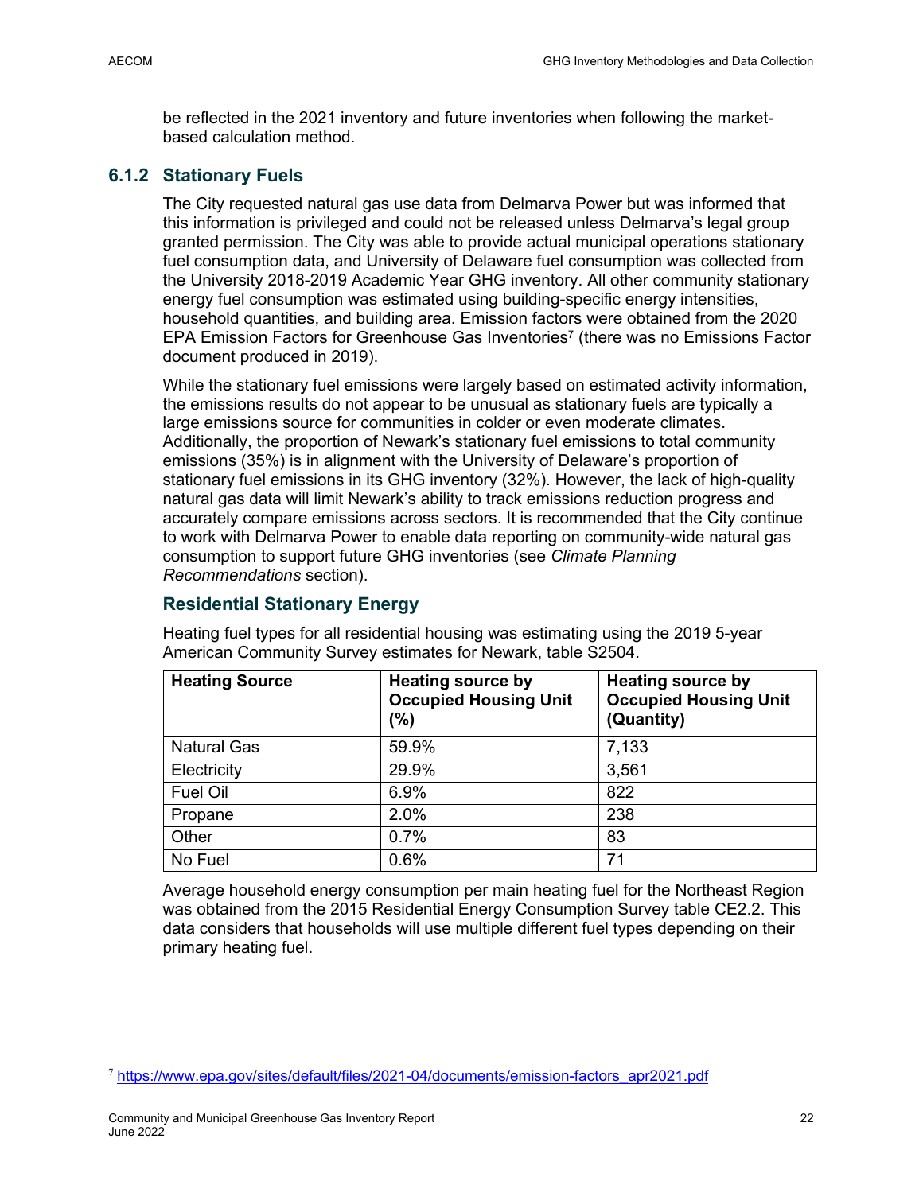be reflected in the 2021 inventory and future inventories when following the market-based calculation method.

### 6.1.2 Stationary Fuels

The City requested natural gas use data from Delmarva Power but was informed that this information is privileged and could not be released unless Delmarva's legal group granted permission. The City was able to provide actual municipal operations stationary fuel consumption data, and University of Delaware fuel consumption was collected from the University 2018-2019 Academic Year GHG inventory. All other community stationary energy fuel consumption was estimated using building-specific energy intensities, household quantities, and building area. Emission factors were obtained from the 2020 EPA Emission Factors for Greenhouse Gas Inventories[7] (there was no Emissions Factor document produced in 2019).

While the stationary fuel emissions were largely based on estimated activity information, the emissions results do not appear to be unusual as stationary fuels are typically a large emissions source for communities in colder or even moderate climates. Additionally, the proportion of Newark's stationary fuel emissions to total community emissions (35%) is in alignment with the University of Delaware's proportion of stationary fuel emissions in its GHG inventory (32%). However, the lack of high-quality natural gas data will limit Newark's ability to track emissions reduction progress and accurately compare emissions across sectors. It is recommended that the City continue to work with Delmarva Power to enable data reporting on community-wide natural gas consumption to support future GHG inventories (see *Climate Planning Recommendations* section).

#### Residential Stationary Energy

Heating fuel types for all residential housing was estimating using the 2019 5-year American Community Survey estimates for Newark, table S2504.

| Heating Source | Heating source by Occupied Housing Unit (%) | Heating source by Occupied Housing Unit (Quantity) |
|---|---|---|
| Natural Gas | 59.9% | 7,133 |
| Electricity | 29.9% | 3,561 |
| Fuel Oil | 6.9% | 822 |
| Propane | 2.0% | 238 |
| Other | 0.7% | 83 |
| No Fuel | 0.6% | 71 |

Average household energy consumption per main heating fuel for the Northeast Region was obtained from the 2015 Residential Energy Consumption Survey table CE2.2. This data considers that households will use multiple different fuel types depending on their primary heating fuel.

[7] https://www.epa.gov/sites/default/files/2021-04/documents/emission-factors_apr2021.pdf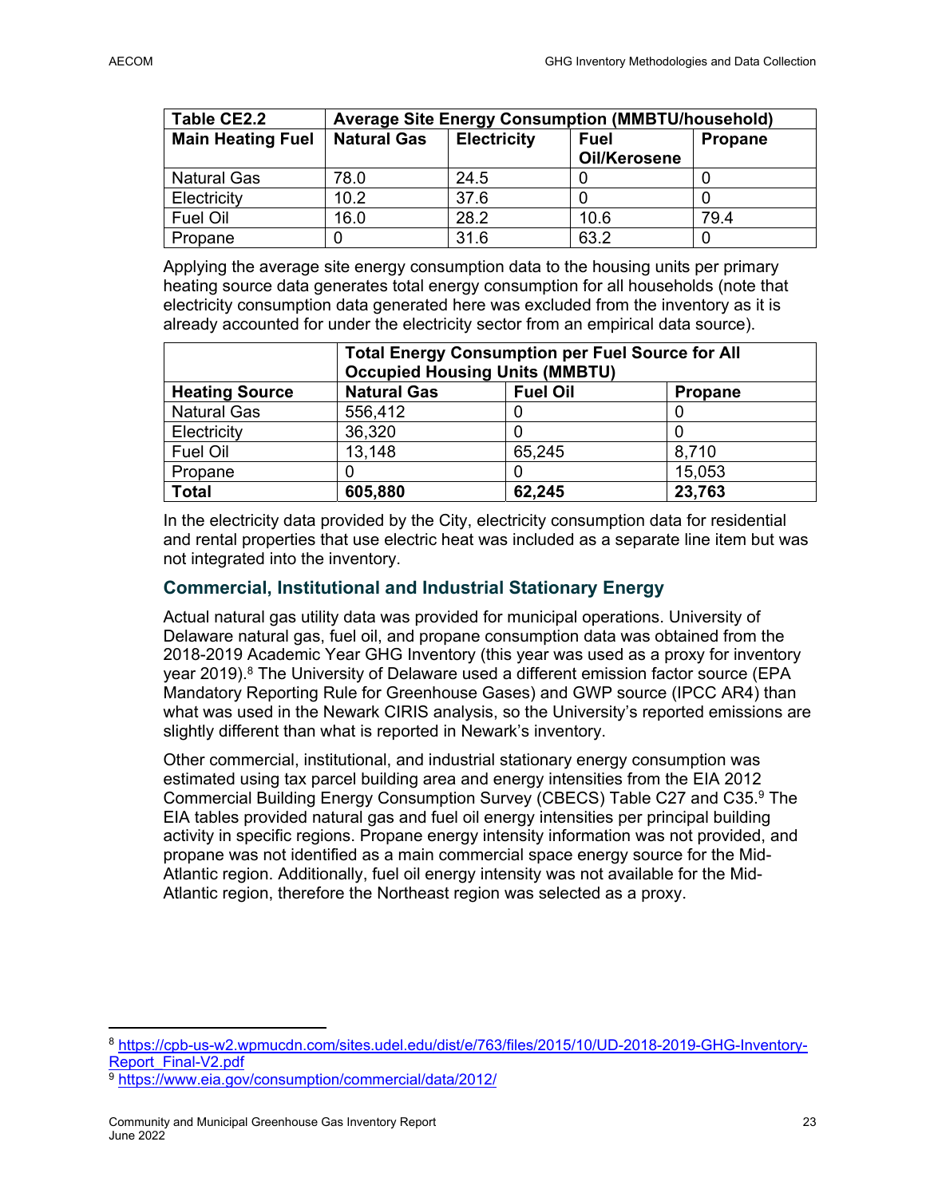| Table CE2.2 | Average Site Energy Consumption (MMBTU/household) | | | |
|---|---|---|---|---|
| **Main Heating Fuel** | **Natural Gas** | **Electricity** | **Fuel Oil/Kerosene** | **Propane** |
| Natural Gas | 78.0 | 24.5 | 0 | 0 |
| Electricity | 10.2 | 37.6 | 0 | 0 |
| Fuel Oil | 16.0 | 28.2 | 10.6 | 79.4 |
| Propane | 0 | 31.6 | 63.2 | 0 |

Applying the average site energy consumption data to the housing units per primary heating source data generates total energy consumption for all households (note that electricity consumption data generated here was excluded from the inventory as it is already accounted for under the electricity sector from an empirical data source).

| | Total Energy Consumption per Fuel Source for All Occupied Housing Units (MMBTU) | | |
|---|---|---|---|
| **Heating Source** | **Natural Gas** | **Fuel Oil** | **Propane** |
| Natural Gas | 556,412 | 0 | 0 |
| Electricity | 36,320 | 0 | 0 |
| Fuel Oil | 13,148 | 65,245 | 8,710 |
| Propane | 0 | 0 | 15,053 |
| **Total** | **605,880** | **62,245** | **23,763** |

In the electricity data provided by the City, electricity consumption data for residential and rental properties that use electric heat was included as a separate line item but was not integrated into the inventory.

## Commercial, Institutional and Industrial Stationary Energy

Actual natural gas utility data was provided for municipal operations. University of Delaware natural gas, fuel oil, and propane consumption data was obtained from the 2018-2019 Academic Year GHG Inventory (this year was used as a proxy for inventory year 2019).[8] The University of Delaware used a different emission factor source (EPA Mandatory Reporting Rule for Greenhouse Gases) and GWP source (IPCC AR4) than what was used in the Newark CIRIS analysis, so the University's reported emissions are slightly different than what is reported in Newark's inventory.

Other commercial, institutional, and industrial stationary energy consumption was estimated using tax parcel building area and energy intensities from the EIA 2012 Commercial Building Energy Consumption Survey (CBECS) Table C27 and C35.[9] The EIA tables provided natural gas and fuel oil energy intensities per principal building activity in specific regions. Propane energy intensity information was not provided, and propane was not identified as a main commercial space energy source for the Mid-Atlantic region. Additionally, fuel oil energy intensity was not available for the Mid-Atlantic region, therefore the Northeast region was selected as a proxy.

---

[8] https://cpb-us-w2.wpmucdn.com/sites.udel.edu/dist/e/763/files/2015/10/UD-2018-2019-GHG-Inventory-Report_Final-V2.pdf

[9] https://www.eia.gov/consumption/commercial/data/2012/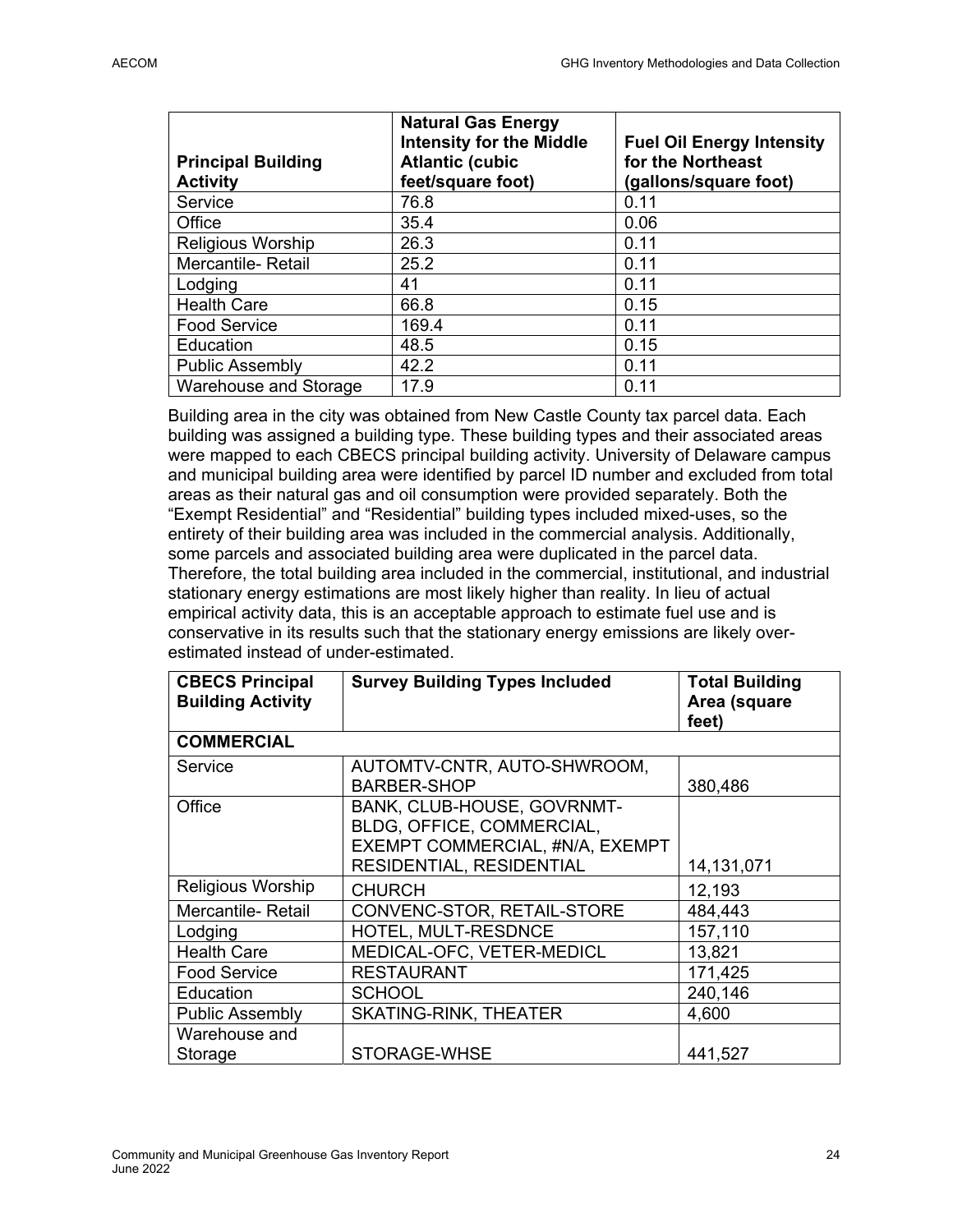| Principal Building Activity | Natural Gas Energy Intensity for the Middle Atlantic (cubic feet/square foot) | Fuel Oil Energy Intensity for the Northeast (gallons/square foot) |
|---|---|---|
| Service | 76.8 | 0.11 |
| Office | 35.4 | 0.06 |
| Religious Worship | 26.3 | 0.11 |
| Mercantile- Retail | 25.2 | 0.11 |
| Lodging | 41 | 0.11 |
| Health Care | 66.8 | 0.15 |
| Food Service | 169.4 | 0.11 |
| Education | 48.5 | 0.15 |
| Public Assembly | 42.2 | 0.11 |
| Warehouse and Storage | 17.9 | 0.11 |

Building area in the city was obtained from New Castle County tax parcel data. Each building was assigned a building type. These building types and their associated areas were mapped to each CBECS principal building activity. University of Delaware campus and municipal building area were identified by parcel ID number and excluded from total areas as their natural gas and oil consumption were provided separately. Both the "Exempt Residential" and "Residential" building types included mixed-uses, so the entirety of their building area was included in the commercial analysis. Additionally, some parcels and associated building area were duplicated in the parcel data. Therefore, the total building area included in the commercial, institutional, and industrial stationary energy estimations are most likely higher than reality. In lieu of actual empirical activity data, this is an acceptable approach to estimate fuel use and is conservative in its results such that the stationary energy emissions are likely over-estimated instead of under-estimated.

| CBECS Principal Building Activity | Survey Building Types Included | Total Building Area (square feet) |
|---|---|---|
| **COMMERCIAL** | | |
| Service | AUTOMTV-CNTR, AUTO-SHWROOM, BARBER-SHOP | 380,486 |
| Office | BANK, CLUB-HOUSE, GOVRNMT-BLDG, OFFICE, COMMERCIAL, EXEMPT COMMERCIAL, #N/A, EXEMPT RESIDENTIAL, RESIDENTIAL | 14,131,071 |
| Religious Worship | CHURCH | 12,193 |
| Mercantile- Retail | CONVENC-STOR, RETAIL-STORE | 484,443 |
| Lodging | HOTEL, MULT-RESDNCE | 157,110 |
| Health Care | MEDICAL-OFC, VETER-MEDICL | 13,821 |
| Food Service | RESTAURANT | 171,425 |
| Education | SCHOOL | 240,146 |
| Public Assembly | SKATING-RINK, THEATER | 4,600 |
| Warehouse and Storage | STORAGE-WHSE | 441,527 |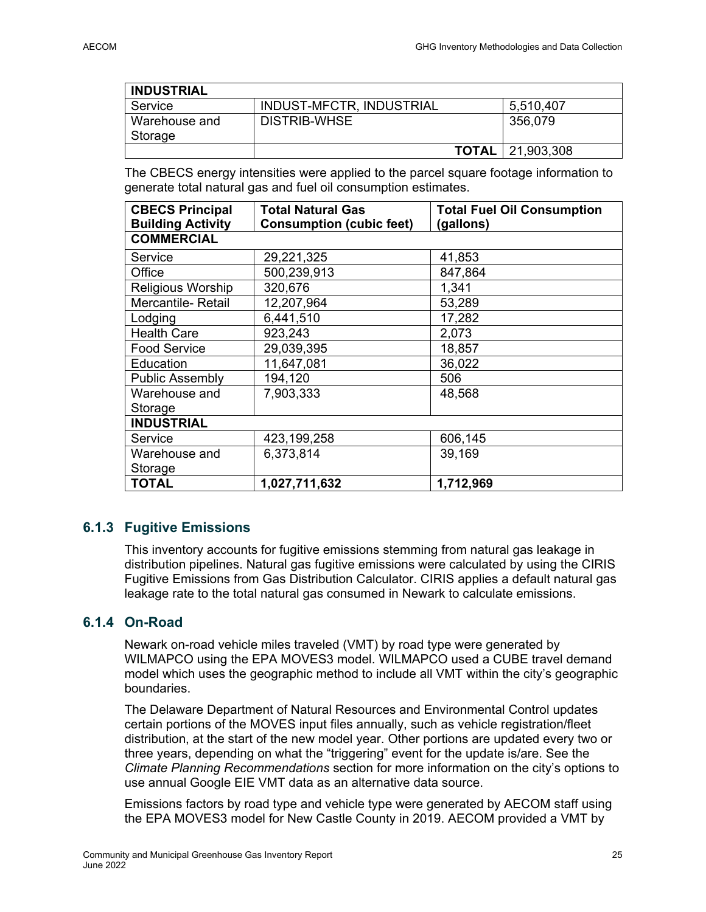| INDUSTRIAL | | |
|---|---|---|
| Service | INDUST-MFCTR, INDUSTRIAL | 5,510,407 |
| Warehouse and Storage | DISTRIB-WHSE | 356,079 |
| | **TOTAL** | 21,903,308 |

The CBECS energy intensities were applied to the parcel square footage information to generate total natural gas and fuel oil consumption estimates.

| CBECS Principal Building Activity | Total Natural Gas Consumption (cubic feet) | Total Fuel Oil Consumption (gallons) |
|---|---|---|
| **COMMERCIAL** | | |
| Service | 29,221,325 | 41,853 |
| Office | 500,239,913 | 847,864 |
| Religious Worship | 320,676 | 1,341 |
| Mercantile- Retail | 12,207,964 | 53,289 |
| Lodging | 6,441,510 | 17,282 |
| Health Care | 923,243 | 2,073 |
| Food Service | 29,039,395 | 18,857 |
| Education | 11,647,081 | 36,022 |
| Public Assembly | 194,120 | 506 |
| Warehouse and Storage | 7,903,333 | 48,568 |
| **INDUSTRIAL** | | |
| Service | 423,199,258 | 606,145 |
| Warehouse and Storage | 6,373,814 | 39,169 |
| **TOTAL** | **1,027,711,632** | **1,712,969** |

### 6.1.3 Fugitive Emissions

This inventory accounts for fugitive emissions stemming from natural gas leakage in distribution pipelines. Natural gas fugitive emissions were calculated by using the CIRIS Fugitive Emissions from Gas Distribution Calculator. CIRIS applies a default natural gas leakage rate to the total natural gas consumed in Newark to calculate emissions.

### 6.1.4 On-Road

Newark on-road vehicle miles traveled (VMT) by road type were generated by WILMAPCO using the EPA MOVES3 model. WILMAPCO used a CUBE travel demand model which uses the geographic method to include all VMT within the city's geographic boundaries.

The Delaware Department of Natural Resources and Environmental Control updates certain portions of the MOVES input files annually, such as vehicle registration/fleet distribution, at the start of the new model year. Other portions are updated every two or three years, depending on what the "triggering" event for the update is/are. See the *Climate Planning Recommendations* section for more information on the city's options to use annual Google EIE VMT data as an alternative data source.

Emissions factors by road type and vehicle type were generated by AECOM staff using the EPA MOVES3 model for New Castle County in 2019. AECOM provided a VMT by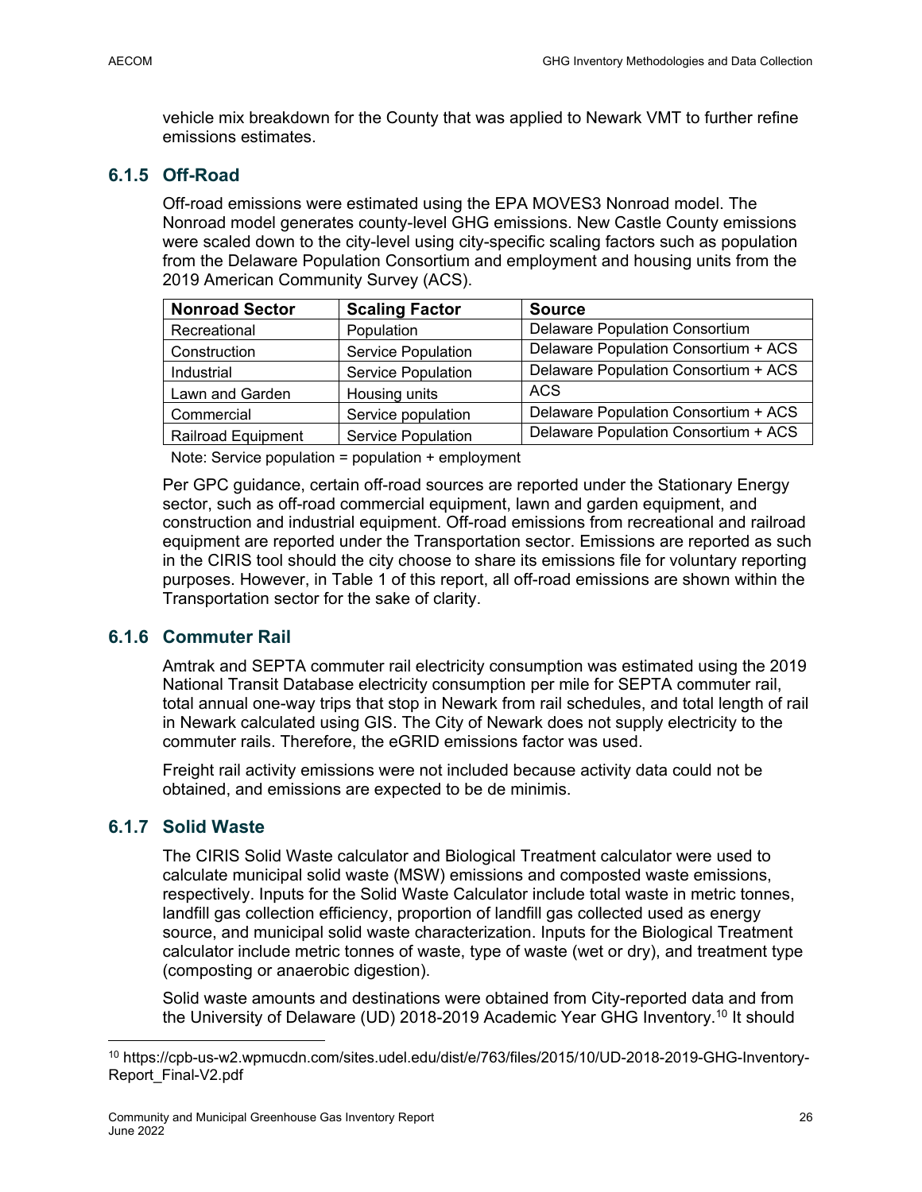vehicle mix breakdown for the County that was applied to Newark VMT to further refine emissions estimates.

### 6.1.5 Off-Road

Off-road emissions were estimated using the EPA MOVES3 Nonroad model. The Nonroad model generates county-level GHG emissions. New Castle County emissions were scaled down to the city-level using city-specific scaling factors such as population from the Delaware Population Consortium and employment and housing units from the 2019 American Community Survey (ACS).

| Nonroad Sector | Scaling Factor | Source |
|---|---|---|
| Recreational | Population | Delaware Population Consortium |
| Construction | Service Population | Delaware Population Consortium + ACS |
| Industrial | Service Population | Delaware Population Consortium + ACS |
| Lawn and Garden | Housing units | ACS |
| Commercial | Service population | Delaware Population Consortium + ACS |
| Railroad Equipment | Service Population | Delaware Population Consortium + ACS |

Note: Service population = population + employment

Per GPC guidance, certain off-road sources are reported under the Stationary Energy sector, such as off-road commercial equipment, lawn and garden equipment, and construction and industrial equipment. Off-road emissions from recreational and railroad equipment are reported under the Transportation sector. Emissions are reported as such in the CIRIS tool should the city choose to share its emissions file for voluntary reporting purposes. However, in Table 1 of this report, all off-road emissions are shown within the Transportation sector for the sake of clarity.

### 6.1.6 Commuter Rail

Amtrak and SEPTA commuter rail electricity consumption was estimated using the 2019 National Transit Database electricity consumption per mile for SEPTA commuter rail, total annual one-way trips that stop in Newark from rail schedules, and total length of rail in Newark calculated using GIS. The City of Newark does not supply electricity to the commuter rails. Therefore, the eGRID emissions factor was used.

Freight rail activity emissions were not included because activity data could not be obtained, and emissions are expected to be de minimis.

### 6.1.7 Solid Waste

The CIRIS Solid Waste calculator and Biological Treatment calculator were used to calculate municipal solid waste (MSW) emissions and composted waste emissions, respectively. Inputs for the Solid Waste Calculator include total waste in metric tonnes, landfill gas collection efficiency, proportion of landfill gas collected used as energy source, and municipal solid waste characterization. Inputs for the Biological Treatment calculator include metric tonnes of waste, type of waste (wet or dry), and treatment type (composting or anaerobic digestion).

Solid waste amounts and destinations were obtained from City-reported data and from the University of Delaware (UD) 2018-2019 Academic Year GHG Inventory.[10] It should

[10] https://cpb-us-w2.wpmucdn.com/sites.udel.edu/dist/e/763/files/2015/10/UD-2018-2019-GHG-Inventory-Report_Final-V2.pdf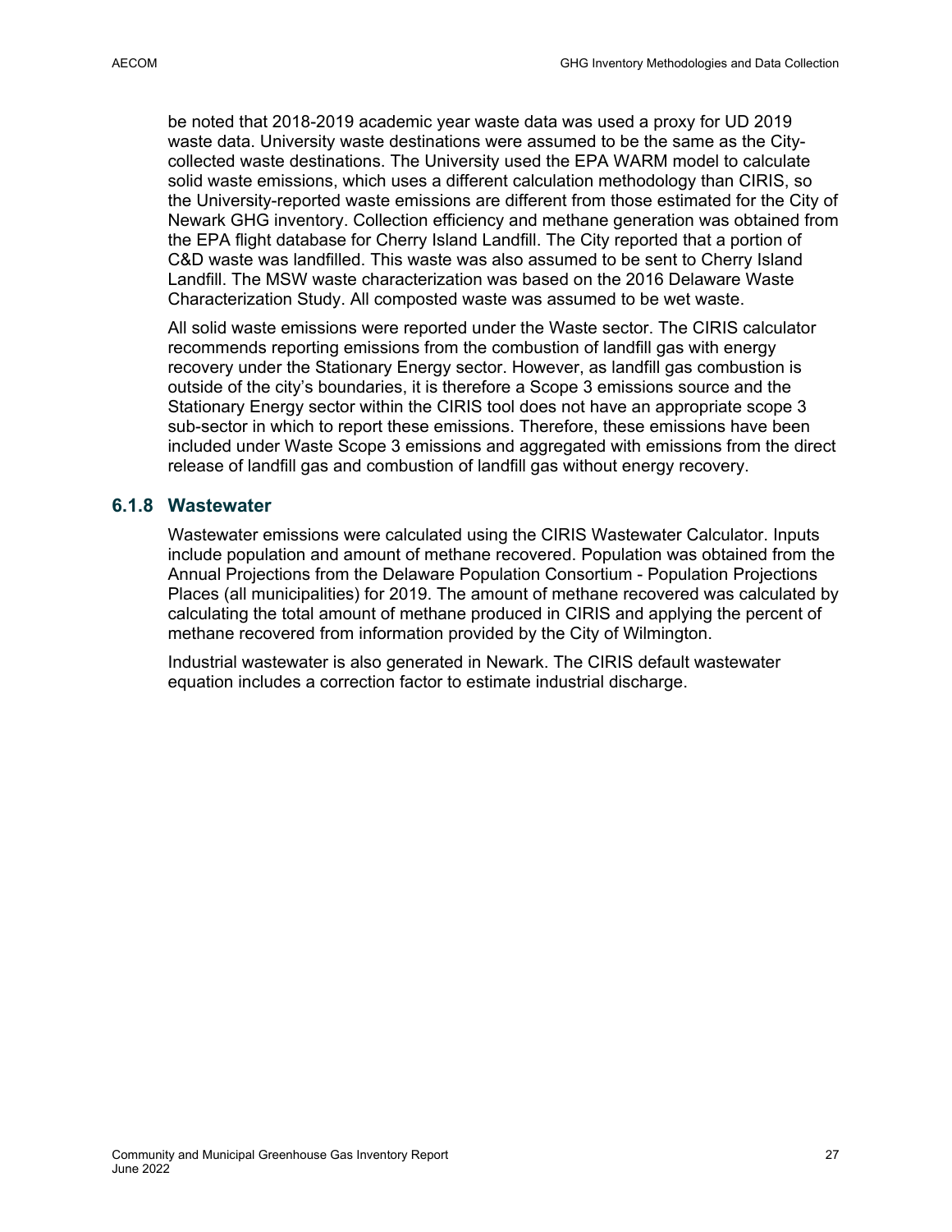be noted that 2018-2019 academic year waste data was used a proxy for UD 2019 waste data. University waste destinations were assumed to be the same as the City-collected waste destinations. The University used the EPA WARM model to calculate solid waste emissions, which uses a different calculation methodology than CIRIS, so the University-reported waste emissions are different from those estimated for the City of Newark GHG inventory. Collection efficiency and methane generation was obtained from the EPA flight database for Cherry Island Landfill. The City reported that a portion of C&D waste was landfilled. This waste was also assumed to be sent to Cherry Island Landfill. The MSW waste characterization was based on the 2016 Delaware Waste Characterization Study. All composted waste was assumed to be wet waste.

All solid waste emissions were reported under the Waste sector. The CIRIS calculator recommends reporting emissions from the combustion of landfill gas with energy recovery under the Stationary Energy sector. However, as landfill gas combustion is outside of the city's boundaries, it is therefore a Scope 3 emissions source and the Stationary Energy sector within the CIRIS tool does not have an appropriate scope 3 sub-sector in which to report these emissions. Therefore, these emissions have been included under Waste Scope 3 emissions and aggregated with emissions from the direct release of landfill gas and combustion of landfill gas without energy recovery.

### 6.1.8 Wastewater

Wastewater emissions were calculated using the CIRIS Wastewater Calculator. Inputs include population and amount of methane recovered. Population was obtained from the Annual Projections from the Delaware Population Consortium - Population Projections Places (all municipalities) for 2019. The amount of methane recovered was calculated by calculating the total amount of methane produced in CIRIS and applying the percent of methane recovered from information provided by the City of Wilmington.

Industrial wastewater is also generated in Newark. The CIRIS default wastewater equation includes a correction factor to estimate industrial discharge.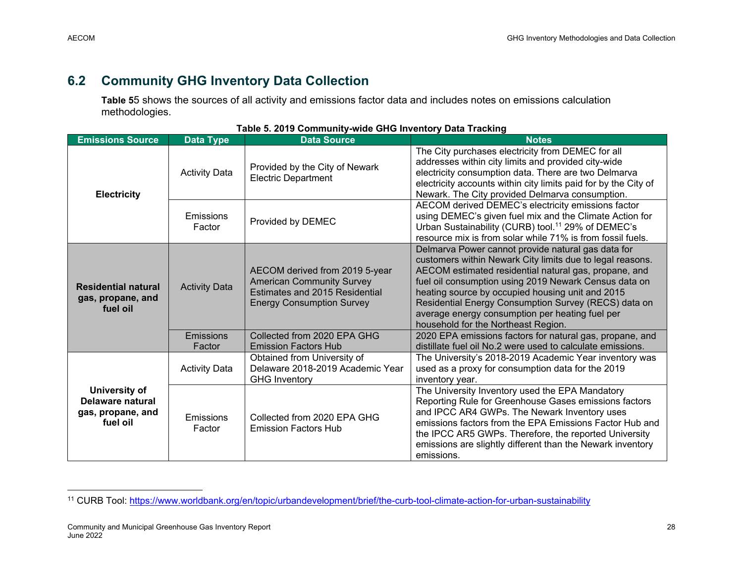## 6.2 Community GHG Inventory Data Collection

**Table 5**5 shows the sources of all activity and emissions factor data and includes notes on emissions calculation methodologies.

**Table 5. 2019 Community-wide GHG Inventory Data Tracking**

| Emissions Source | Data Type | Data Source | Notes |
|---|---|---|---|
| **Electricity** | Activity Data | Provided by the City of Newark Electric Department | The City purchases electricity from DEMEC for all addresses within city limits and provided city-wide electricity consumption data. There are two Delmarva electricity accounts within city limits paid for by the City of Newark. The City provided Delmarva consumption. |
| | Emissions Factor | Provided by DEMEC | AECOM derived DEMEC's electricity emissions factor using DEMEC's given fuel mix and the Climate Action for Urban Sustainability (CURB) tool.[11] 29% of DEMEC's resource mix is from solar while 71% is from fossil fuels. |
| **Residential natural gas, propane, and fuel oil** | Activity Data | AECOM derived from 2019 5-year American Community Survey Estimates and 2015 Residential Energy Consumption Survey | Delmarva Power cannot provide natural gas data for customers within Newark City limits due to legal reasons. AECOM estimated residential natural gas, propane, and fuel oil consumption using 2019 Newark Census data on heating source by occupied housing unit and 2015 Residential Energy Consumption Survey (RECS) data on average energy consumption per heating fuel per household for the Northeast Region. |
| | Emissions Factor | Collected from 2020 EPA GHG Emission Factors Hub | 2020 EPA emissions factors for natural gas, propane, and distillate fuel oil No.2 were used to calculate emissions. |
| **University of Delaware natural gas, propane, and fuel oil** | Activity Data | Obtained from University of Delaware 2018-2019 Academic Year GHG Inventory | The University's 2018-2019 Academic Year inventory was used as a proxy for consumption data for the 2019 inventory year. |
| | Emissions Factor | Collected from 2020 EPA GHG Emission Factors Hub | The University Inventory used the EPA Mandatory Reporting Rule for Greenhouse Gases emissions factors and IPCC AR4 GWPs. The Newark Inventory uses emissions factors from the EPA Emissions Factor Hub and the IPCC AR5 GWPs. Therefore, the reported University emissions are slightly different than the Newark inventory emissions. |

[11] CURB Tool: https://www.worldbank.org/en/topic/urbandevelopment/brief/the-curb-tool-climate-action-for-urban-sustainability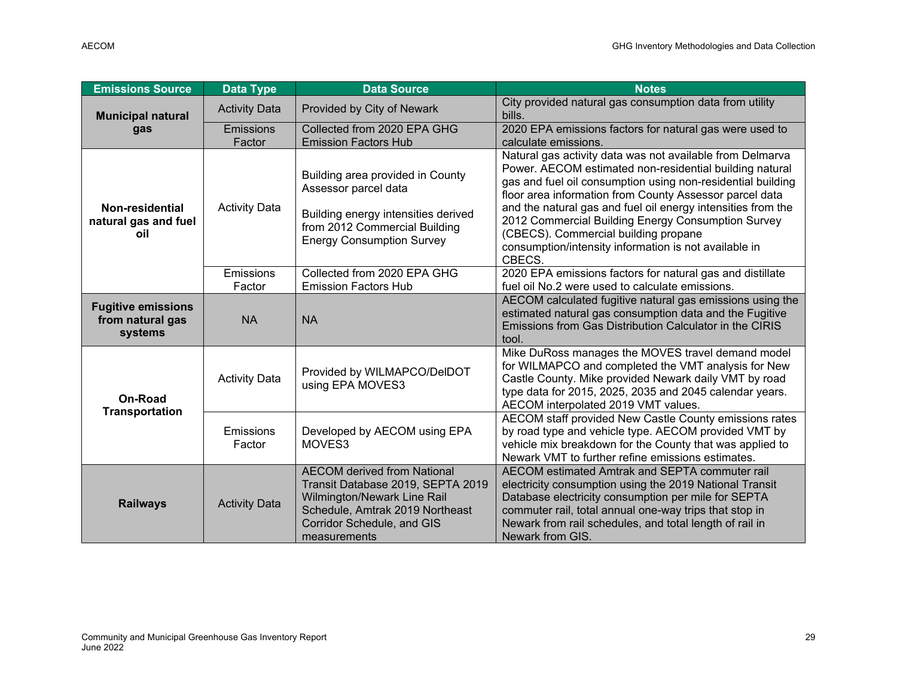| Emissions Source | Data Type | Data Source | Notes |
|---|---|---|---|
| **Municipal natural gas** | Activity Data | Provided by City of Newark | City provided natural gas consumption data from utility bills. |
| | Emissions Factor | Collected from 2020 EPA GHG Emission Factors Hub | 2020 EPA emissions factors for natural gas were used to calculate emissions. |
| **Non-residential natural gas and fuel oil** | Activity Data | Building area provided in County Assessor parcel data<br><br>Building energy intensities derived from 2012 Commercial Building Energy Consumption Survey | Natural gas activity data was not available from Delmarva Power. AECOM estimated non-residential building natural gas and fuel oil consumption using non-residential building floor area information from County Assessor parcel data and the natural gas and fuel oil energy intensities from the 2012 Commercial Building Energy Consumption Survey (CBECS). Commercial building propane consumption/intensity information is not available in CBECS. |
| | Emissions Factor | Collected from 2020 EPA GHG Emission Factors Hub | 2020 EPA emissions factors for natural gas and distillate fuel oil No.2 were used to calculate emissions. |
| **Fugitive emissions from natural gas systems** | NA | NA | AECOM calculated fugitive natural gas emissions using the estimated natural gas consumption data and the Fugitive Emissions from Gas Distribution Calculator in the CIRIS tool. |
| **On-Road Transportation** | Activity Data | Provided by WILMAPCO/DelDOT using EPA MOVES3 | Mike DuRoss manages the MOVES travel demand model for WILMAPCO and completed the VMT analysis for New Castle County. Mike provided Newark daily VMT by road type data for 2015, 2025, 2035 and 2045 calendar years. AECOM interpolated 2019 VMT values. |
| | Emissions Factor | Developed by AECOM using EPA MOVES3 | AECOM staff provided New Castle County emissions rates by road type and vehicle type. AECOM provided VMT by vehicle mix breakdown for the County that was applied to Newark VMT to further refine emissions estimates. |
| **Railways** | Activity Data | AECOM derived from National Transit Database 2019, SEPTA 2019 Wilmington/Newark Line Rail Schedule, Amtrak 2019 Northeast Corridor Schedule, and GIS measurements | AECOM estimated Amtrak and SEPTA commuter rail electricity consumption using the 2019 National Transit Database electricity consumption per mile for SEPTA commuter rail, total annual one-way trips that stop in Newark from rail schedules, and total length of rail in Newark from GIS. |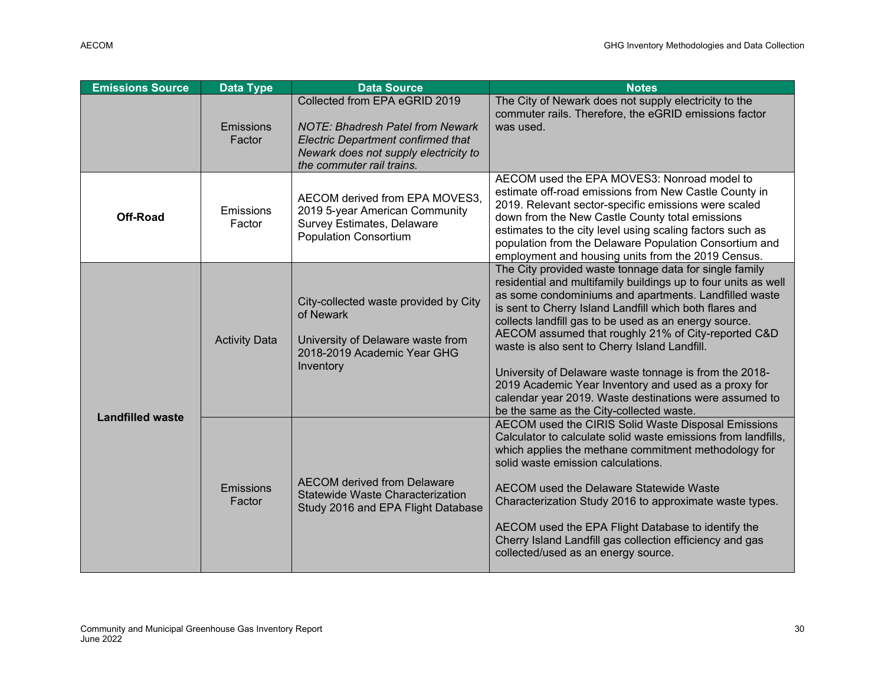| Emissions Source | Data Type | Data Source | Notes |
|---|---|---|---|
| | Emissions Factor | Collected from EPA eGRID 2019 *NOTE: Bhadresh Patel from Newark Electric Department confirmed that Newark does not supply electricity to the commuter rail trains.* | The City of Newark does not supply electricity to the commuter rails. Therefore, the eGRID emissions factor was used. |
| **Off-Road** | Emissions Factor | AECOM derived from EPA MOVES3, 2019 5-year American Community Survey Estimates, Delaware Population Consortium | AECOM used the EPA MOVES3: Nonroad model to estimate off-road emissions from New Castle County in 2019. Relevant sector-specific emissions were scaled down from the New Castle County total emissions estimates to the city level using scaling factors such as population from the Delaware Population Consortium and employment and housing units from the 2019 Census. |
| **Landfilled waste** | Activity Data | City-collected waste provided by City of Newark University of Delaware waste from 2018-2019 Academic Year GHG Inventory | The City provided waste tonnage data for single family residential and multifamily buildings up to four units as well as some condominiums and apartments. Landfilled waste is sent to Cherry Island Landfill which both flares and collects landfill gas to be used as an energy source. AECOM assumed that roughly 21% of City-reported C&D waste is also sent to Cherry Island Landfill. University of Delaware waste tonnage is from the 2018-2019 Academic Year Inventory and used as a proxy for calendar year 2019. Waste destinations were assumed to be the same as the City-collected waste. |
| | Emissions Factor | AECOM derived from Delaware Statewide Waste Characterization Study 2016 and EPA Flight Database | AECOM used the CIRIS Solid Waste Disposal Emissions Calculator to calculate solid waste emissions from landfills, which applies the methane commitment methodology for solid waste emission calculations. AECOM used the Delaware Statewide Waste Characterization Study 2016 to approximate waste types. AECOM used the EPA Flight Database to identify the Cherry Island Landfill gas collection efficiency and gas collected/used as an energy source. |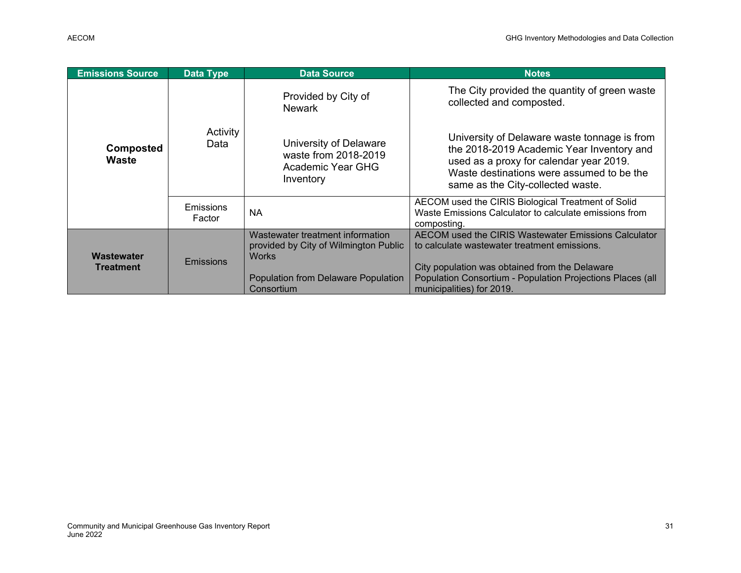| Emissions Source | Data Type | Data Source | Notes |
|---|---|---|---|
| **Composted Waste** | Activity Data | Provided by City of Newark | The City provided the quantity of green waste collected and composted. |
| | | University of Delaware waste from 2018-2019 Academic Year GHG Inventory | University of Delaware waste tonnage is from the 2018-2019 Academic Year Inventory and used as a proxy for calendar year 2019. Waste destinations were assumed to be the same as the City-collected waste. |
| | Emissions Factor | NA | AECOM used the CIRIS Biological Treatment of Solid Waste Emissions Calculator to calculate emissions from composting. |
| **Wastewater Treatment** | Emissions | Wastewater treatment information provided by City of Wilmington Public Works<br><br>Population from Delaware Population Consortium | AECOM used the CIRIS Wastewater Emissions Calculator to calculate wastewater treatment emissions.<br><br>City population was obtained from the Delaware Population Consortium - Population Projections Places (all municipalities) for 2019. |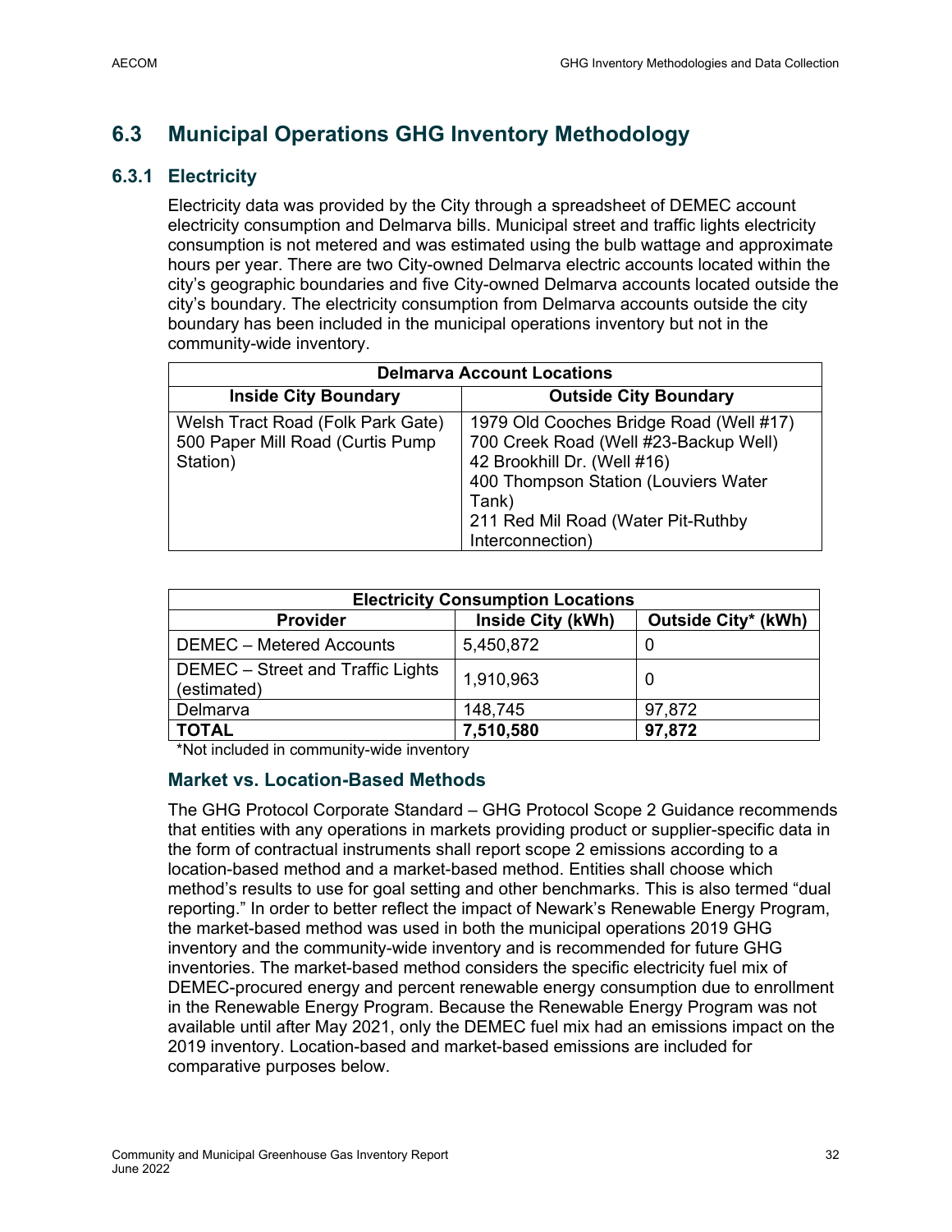## 6.3 Municipal Operations GHG Inventory Methodology

### 6.3.1 Electricity

Electricity data was provided by the City through a spreadsheet of DEMEC account electricity consumption and Delmarva bills. Municipal street and traffic lights electricity consumption is not metered and was estimated using the bulb wattage and approximate hours per year. There are two City-owned Delmarva electric accounts located within the city's geographic boundaries and five City-owned Delmarva accounts located outside the city's boundary. The electricity consumption from Delmarva accounts outside the city boundary has been included in the municipal operations inventory but not in the community-wide inventory.

| Delmarva Account Locations | |
|---|---|
| **Inside City Boundary** | **Outside City Boundary** |
| Welsh Tract Road (Folk Park Gate)<br>500 Paper Mill Road (Curtis Pump Station) | 1979 Old Cooches Bridge Road (Well #17)<br>700 Creek Road (Well #23-Backup Well)<br>42 Brookhill Dr. (Well #16)<br>400 Thompson Station (Louviers Water Tank)<br>211 Red Mil Road (Water Pit-Ruthby Interconnection) |

| Electricity Consumption Locations | | |
|---|---|---|
| **Provider** | **Inside City (kWh)** | **Outside City* (kWh)** |
| DEMEC – Metered Accounts | 5,450,872 | 0 |
| DEMEC – Street and Traffic Lights (estimated) | 1,910,963 | 0 |
| Delmarva | 148,745 | 97,872 |
| **TOTAL** | **7,510,580** | **97,872** |

*Not included in community-wide inventory

### Market vs. Location-Based Methods

The GHG Protocol Corporate Standard – GHG Protocol Scope 2 Guidance recommends that entities with any operations in markets providing product or supplier-specific data in the form of contractual instruments shall report scope 2 emissions according to a location-based method and a market-based method. Entities shall choose which method's results to use for goal setting and other benchmarks. This is also termed "dual reporting." In order to better reflect the impact of Newark's Renewable Energy Program, the market-based method was used in both the municipal operations 2019 GHG inventory and the community-wide inventory and is recommended for future GHG inventories. The market-based method considers the specific electricity fuel mix of DEMEC-procured energy and percent renewable energy consumption due to enrollment in the Renewable Energy Program. Because the Renewable Energy Program was not available until after May 2021, only the DEMEC fuel mix had an emissions impact on the 2019 inventory. Location-based and market-based emissions are included for comparative purposes below.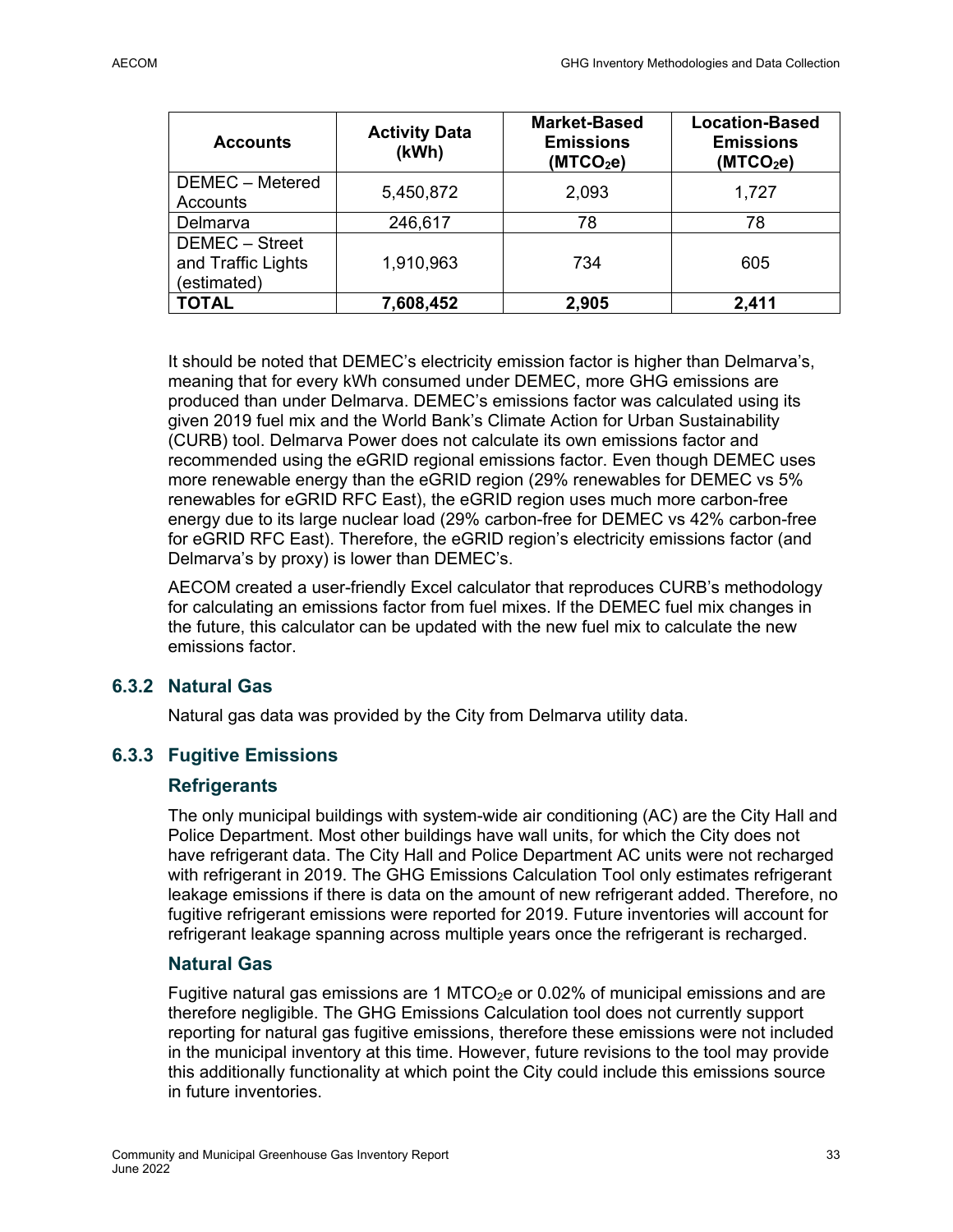| Accounts | Activity Data (kWh) | Market-Based Emissions ($MTCO_2e$) | Location-Based Emissions ($MTCO_2e$) |
|---|---|---|---|
| DEMEC – Metered Accounts | 5,450,872 | 2,093 | 1,727 |
| Delmarva | 246,617 | 78 | 78 |
| DEMEC – Street and Traffic Lights (estimated) | 1,910,963 | 734 | 605 |
| **TOTAL** | **7,608,452** | **2,905** | **2,411** |

It should be noted that DEMEC's electricity emission factor is higher than Delmarva's, meaning that for every kWh consumed under DEMEC, more GHG emissions are produced than under Delmarva. DEMEC's emissions factor was calculated using its given 2019 fuel mix and the World Bank's Climate Action for Urban Sustainability (CURB) tool. Delmarva Power does not calculate its own emissions factor and recommended using the eGRID regional emissions factor. Even though DEMEC uses more renewable energy than the eGRID region (29% renewables for DEMEC vs 5% renewables for eGRID RFC East), the eGRID region uses much more carbon-free energy due to its large nuclear load (29% carbon-free for DEMEC vs 42% carbon-free for eGRID RFC East). Therefore, the eGRID region's electricity emissions factor (and Delmarva's by proxy) is lower than DEMEC's.

AECOM created a user-friendly Excel calculator that reproduces CURB's methodology for calculating an emissions factor from fuel mixes. If the DEMEC fuel mix changes in the future, this calculator can be updated with the new fuel mix to calculate the new emissions factor.

### 6.3.2 Natural Gas

Natural gas data was provided by the City from Delmarva utility data.

### 6.3.3 Fugitive Emissions

#### Refrigerants

The only municipal buildings with system-wide air conditioning (AC) are the City Hall and Police Department. Most other buildings have wall units, for which the City does not have refrigerant data. The City Hall and Police Department AC units were not recharged with refrigerant in 2019. The GHG Emissions Calculation Tool only estimates refrigerant leakage emissions if there is data on the amount of new refrigerant added. Therefore, no fugitive refrigerant emissions were reported for 2019. Future inventories will account for refrigerant leakage spanning across multiple years once the refrigerant is recharged.

#### Natural Gas

Fugitive natural gas emissions are 1 $MTCO_2e$ or 0.02% of municipal emissions and are therefore negligible. The GHG Emissions Calculation tool does not currently support reporting for natural gas fugitive emissions, therefore these emissions were not included in the municipal inventory at this time. However, future revisions to the tool may provide this additionally functionality at which point the City could include this emissions source in future inventories.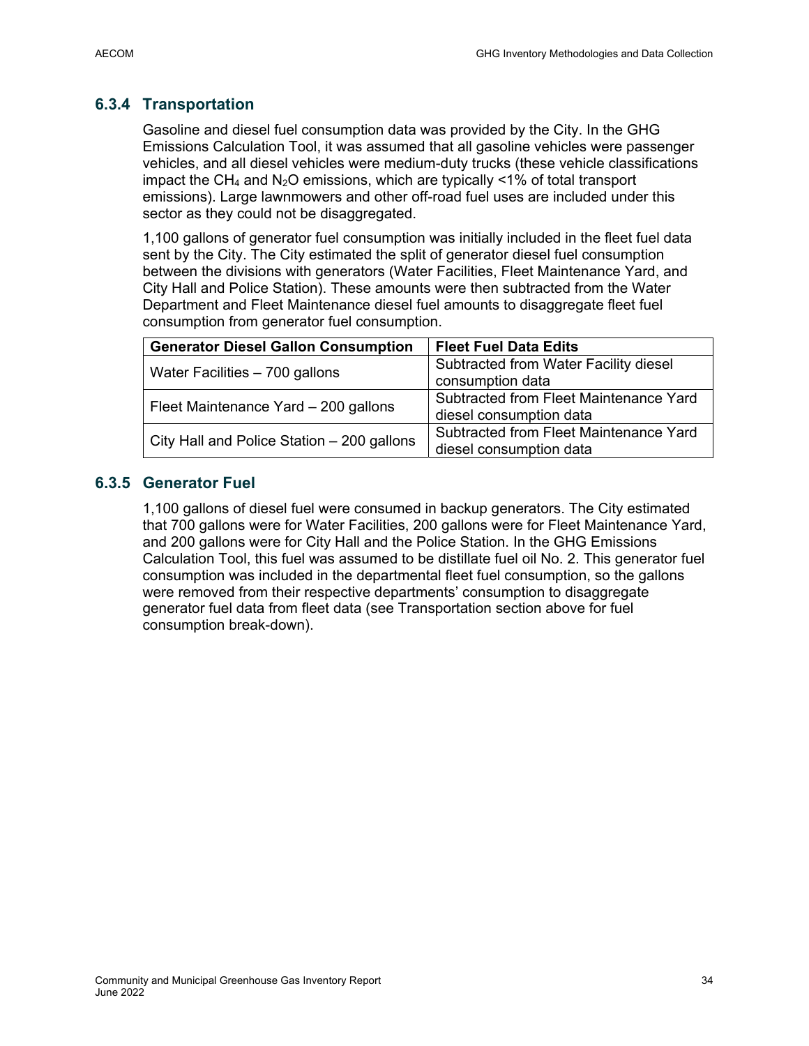### 6.3.4 Transportation

Gasoline and diesel fuel consumption data was provided by the City. In the GHG Emissions Calculation Tool, it was assumed that all gasoline vehicles were passenger vehicles, and all diesel vehicles were medium-duty trucks (these vehicle classifications impact the $CH_4$ and $N_2O$ emissions, which are typically <1% of total transport emissions). Large lawnmowers and other off-road fuel uses are included under this sector as they could not be disaggregated.

1,100 gallons of generator fuel consumption was initially included in the fleet fuel data sent by the City. The City estimated the split of generator diesel fuel consumption between the divisions with generators (Water Facilities, Fleet Maintenance Yard, and City Hall and Police Station). These amounts were then subtracted from the Water Department and Fleet Maintenance diesel fuel amounts to disaggregate fleet fuel consumption from generator fuel consumption.

| Generator Diesel Gallon Consumption | Fleet Fuel Data Edits |
|---|---|
| Water Facilities – 700 gallons | Subtracted from Water Facility diesel consumption data |
| Fleet Maintenance Yard – 200 gallons | Subtracted from Fleet Maintenance Yard diesel consumption data |
| City Hall and Police Station – 200 gallons | Subtracted from Fleet Maintenance Yard diesel consumption data |

### 6.3.5 Generator Fuel

1,100 gallons of diesel fuel were consumed in backup generators. The City estimated that 700 gallons were for Water Facilities, 200 gallons were for Fleet Maintenance Yard, and 200 gallons were for City Hall and the Police Station. In the GHG Emissions Calculation Tool, this fuel was assumed to be distillate fuel oil No. 2. This generator fuel consumption was included in the departmental fleet fuel consumption, so the gallons were removed from their respective departments' consumption to disaggregate generator fuel data from fleet data (see Transportation section above for fuel consumption break-down).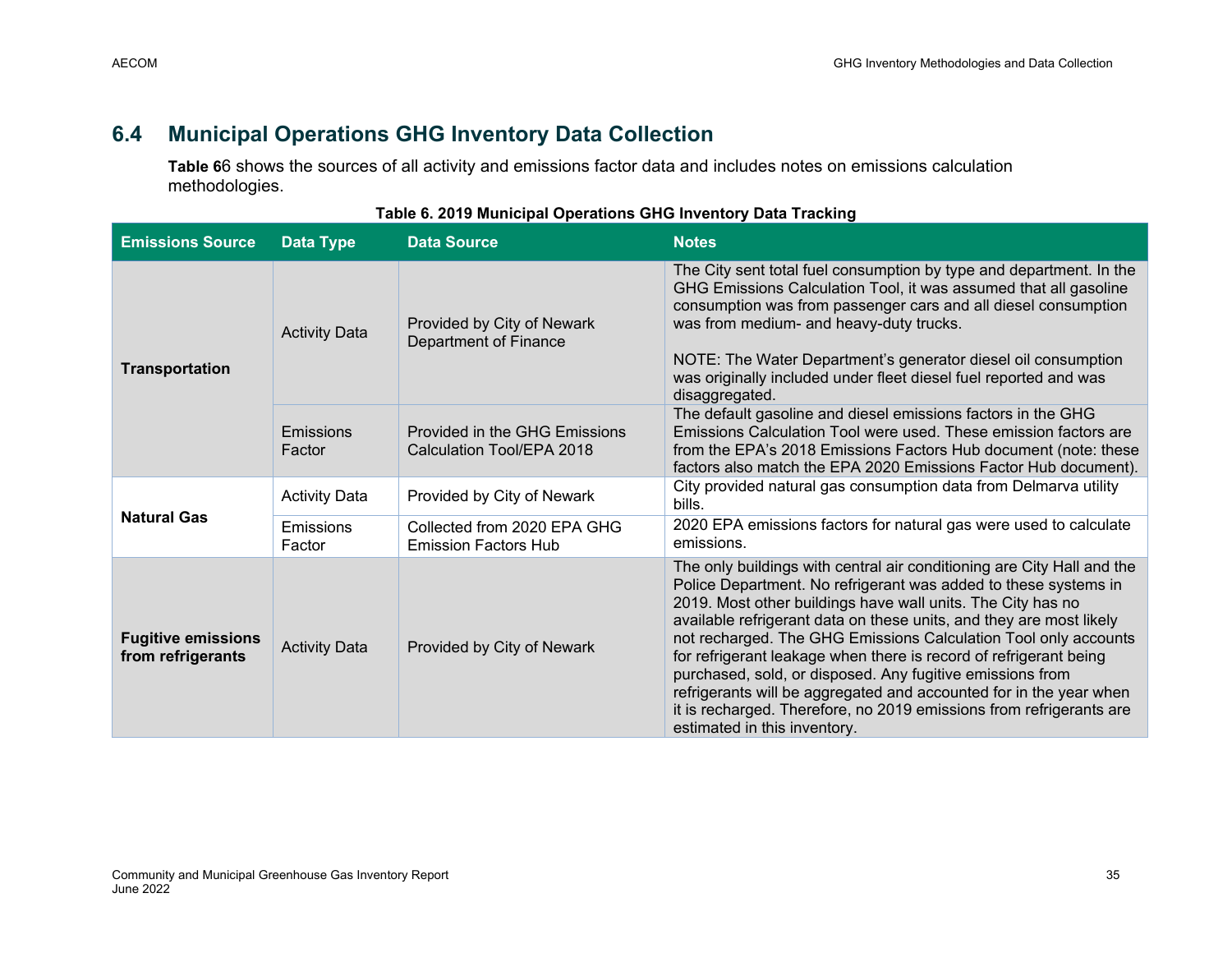## 6.4 Municipal Operations GHG Inventory Data Collection

**Table 6**6 shows the sources of all activity and emissions factor data and includes notes on emissions calculation methodologies.

**Table 6. 2019 Municipal Operations GHG Inventory Data Tracking**

| Emissions Source | Data Type | Data Source | Notes |
|---|---|---|---|
| **Transportation** | Activity Data | Provided by City of Newark Department of Finance | The City sent total fuel consumption by type and department. In the GHG Emissions Calculation Tool, it was assumed that all gasoline consumption was from passenger cars and all diesel consumption was from medium- and heavy-duty trucks.<br><br>NOTE: The Water Department's generator diesel oil consumption was originally included under fleet diesel fuel reported and was disaggregated. |
| | Emissions Factor | Provided in the GHG Emissions Calculation Tool/EPA 2018 | The default gasoline and diesel emissions factors in the GHG Emissions Calculation Tool were used. These emission factors are from the EPA's 2018 Emissions Factors Hub document (note: these factors also match the EPA 2020 Emissions Factor Hub document). |
| **Natural Gas** | Activity Data | Provided by City of Newark | City provided natural gas consumption data from Delmarva utility bills. |
| | Emissions Factor | Collected from 2020 EPA GHG Emission Factors Hub | 2020 EPA emissions factors for natural gas were used to calculate emissions. |
| **Fugitive emissions from refrigerants** | Activity Data | Provided by City of Newark | The only buildings with central air conditioning are City Hall and the Police Department. No refrigerant was added to these systems in 2019. Most other buildings have wall units. The City has no available refrigerant data on these units, and they are most likely not recharged. The GHG Emissions Calculation Tool only accounts for refrigerant leakage when there is record of refrigerant being purchased, sold, or disposed. Any fugitive emissions from refrigerants will be aggregated and accounted for in the year when it is recharged. Therefore, no 2019 emissions from refrigerants are estimated in this inventory. |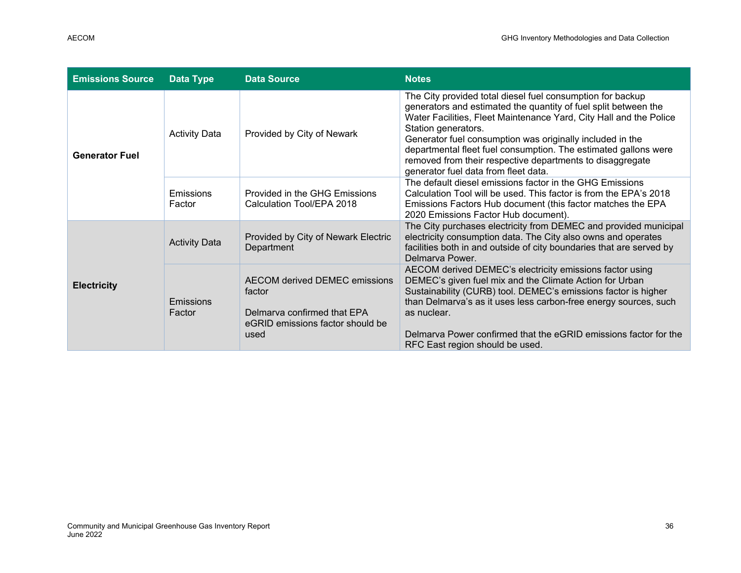| Emissions Source | Data Type | Data Source | Notes |
|---|---|---|---|
| **Generator Fuel** | Activity Data | Provided by City of Newark | The City provided total diesel fuel consumption for backup generators and estimated the quantity of fuel split between the Water Facilities, Fleet Maintenance Yard, City Hall and the Police Station generators. Generator fuel consumption was originally included in the departmental fleet fuel consumption. The estimated gallons were removed from their respective departments to disaggregate generator fuel data from fleet data. |
| | Emissions Factor | Provided in the GHG Emissions Calculation Tool/EPA 2018 | The default diesel emissions factor in the GHG Emissions Calculation Tool will be used. This factor is from the EPA's 2018 Emissions Factors Hub document (this factor matches the EPA 2020 Emissions Factor Hub document). |
| **Electricity** | Activity Data | Provided by City of Newark Electric Department | The City purchases electricity from DEMEC and provided municipal electricity consumption data. The City also owns and operates facilities both in and outside of city boundaries that are served by Delmarva Power. |
| | Emissions Factor | AECOM derived DEMEC emissions factor<br><br>Delmarva confirmed that EPA eGRID emissions factor should be used | AECOM derived DEMEC's electricity emissions factor using DEMEC's given fuel mix and the Climate Action for Urban Sustainability (CURB) tool. DEMEC's emissions factor is higher than Delmarva's as it uses less carbon-free energy sources, such as nuclear.<br><br>Delmarva Power confirmed that the eGRID emissions factor for the RFC East region should be used. |